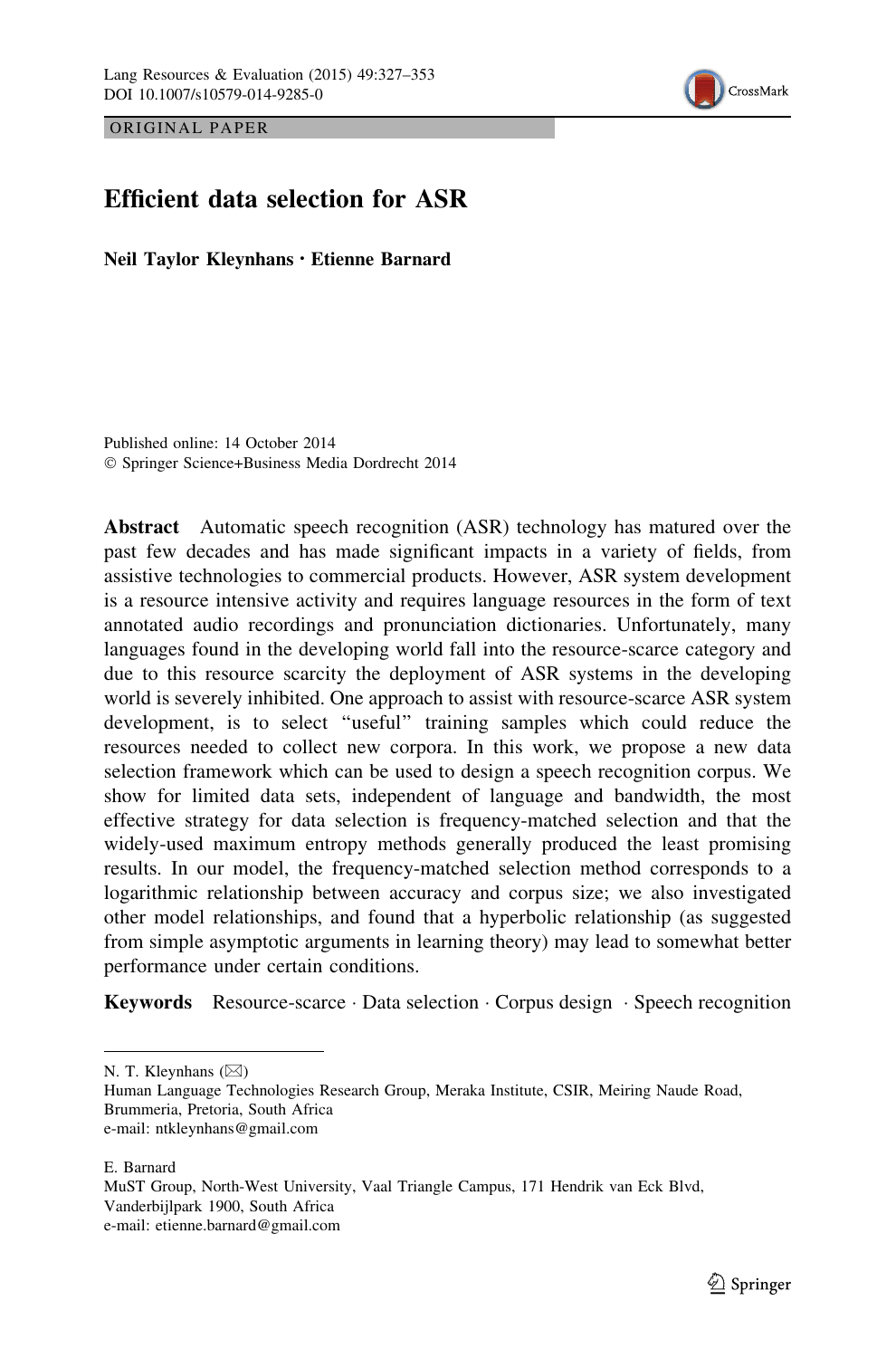ORIGINAL PAPER

# Efficient data selection for ASR

**Neil Taylor Kleynhans · Etienne Barnard**

Published online: 14 October 2014
© Springer Science+Business Media Dordrecht 2014

**Abstract** Automatic speech recognition (ASR) technology has matured over the past few decades and has made significant impacts in a variety of fields, from assistive technologies to commercial products. However, ASR system development is a resource intensive activity and requires language resources in the form of text annotated audio recordings and pronunciation dictionaries. Unfortunately, many languages found in the developing world fall into the resource-scarce category and due to this resource scarcity the deployment of ASR systems in the developing world is severely inhibited. One approach to assist with resource-scarce ASR system development, is to select "useful" training samples which could reduce the resources needed to collect new corpora. In this work, we propose a new data selection framework which can be used to design a speech recognition corpus. We show for limited data sets, independent of language and bandwidth, the most effective strategy for data selection is frequency-matched selection and that the widely-used maximum entropy methods generally produced the least promising results. In our model, the frequency-matched selection method corresponds to a logarithmic relationship between accuracy and corpus size; we also investigated other model relationships, and found that a hyperbolic relationship (as suggested from simple asymptotic arguments in learning theory) may lead to somewhat better performance under certain conditions.

**Keywords** Resource-scarce · Data selection · Corpus design · Speech recognition

---

N. T. Kleynhans (✉)
Human Language Technologies Research Group, Meraka Institute, CSIR, Meiring Naude Road, Brummeria, Pretoria, South Africa
e-mail: ntkleynhans@gmail.com

E. Barnard
MuST Group, North-West University, Vaal Triangle Campus, 171 Hendrik van Eck Blvd, Vanderbijlpark 1900, South Africa
e-mail: etienne.barnard@gmail.com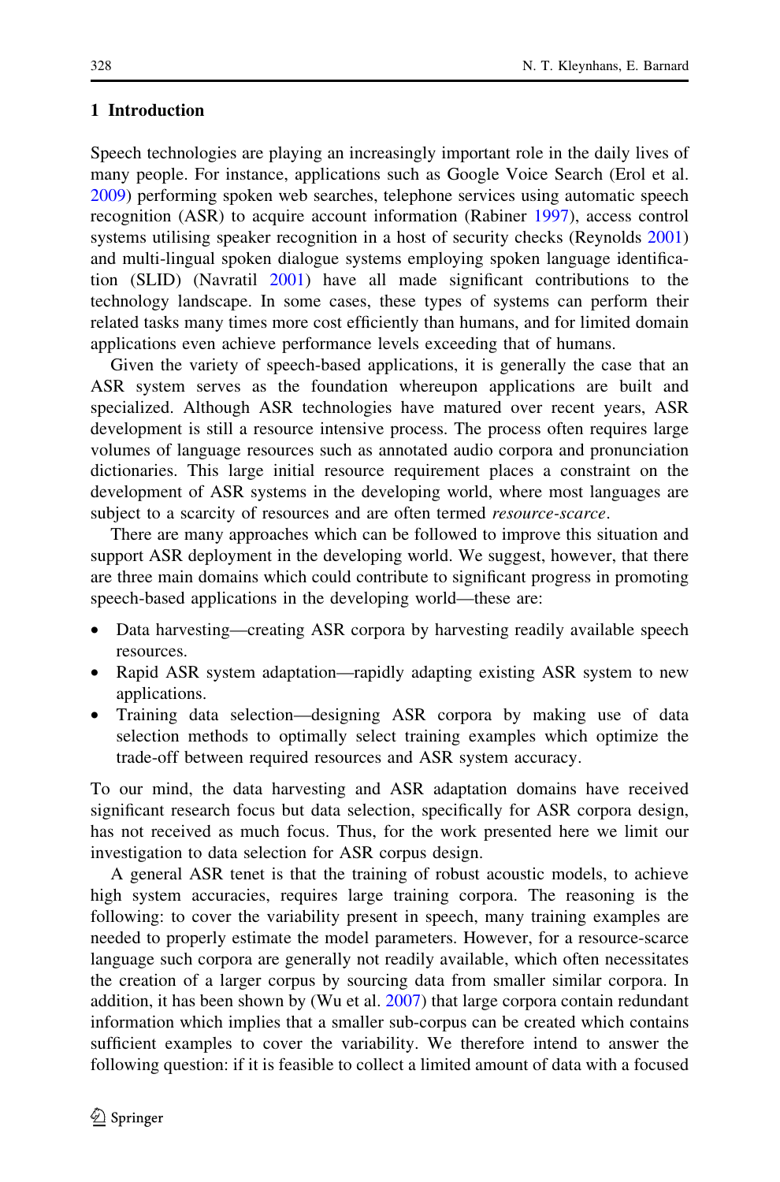## 1 Introduction

Speech technologies are playing an increasingly important role in the daily lives of many people. For instance, applications such as Google Voice Search (Erol et al. 2009) performing spoken web searches, telephone services using automatic speech recognition (ASR) to acquire account information (Rabiner 1997), access control systems utilising speaker recognition in a host of security checks (Reynolds 2001) and multi-lingual spoken dialogue systems employing spoken language identification (SLID) (Navratil 2001) have all made significant contributions to the technology landscape. In some cases, these types of systems can perform their related tasks many times more cost efficiently than humans, and for limited domain applications even achieve performance levels exceeding that of humans.

Given the variety of speech-based applications, it is generally the case that an ASR system serves as the foundation whereupon applications are built and specialized. Although ASR technologies have matured over recent years, ASR development is still a resource intensive process. The process often requires large volumes of language resources such as annotated audio corpora and pronunciation dictionaries. This large initial resource requirement places a constraint on the development of ASR systems in the developing world, where most languages are subject to a scarcity of resources and are often termed *resource-scarce*.

There are many approaches which can be followed to improve this situation and support ASR deployment in the developing world. We suggest, however, that there are three main domains which could contribute to significant progress in promoting speech-based applications in the developing world—these are:

- Data harvesting—creating ASR corpora by harvesting readily available speech resources.
- Rapid ASR system adaptation—rapidly adapting existing ASR system to new applications.
- Training data selection—designing ASR corpora by making use of data selection methods to optimally select training examples which optimize the trade-off between required resources and ASR system accuracy.

To our mind, the data harvesting and ASR adaptation domains have received significant research focus but data selection, specifically for ASR corpora design, has not received as much focus. Thus, for the work presented here we limit our investigation to data selection for ASR corpus design.

A general ASR tenet is that the training of robust acoustic models, to achieve high system accuracies, requires large training corpora. The reasoning is the following: to cover the variability present in speech, many training examples are needed to properly estimate the model parameters. However, for a resource-scarce language such corpora are generally not readily available, which often necessitates the creation of a larger corpus by sourcing data from smaller similar corpora. In addition, it has been shown by (Wu et al. 2007) that large corpora contain redundant information which implies that a smaller sub-corpus can be created which contains sufficient examples to cover the variability. We therefore intend to answer the following question: if it is feasible to collect a limited amount of data with a focused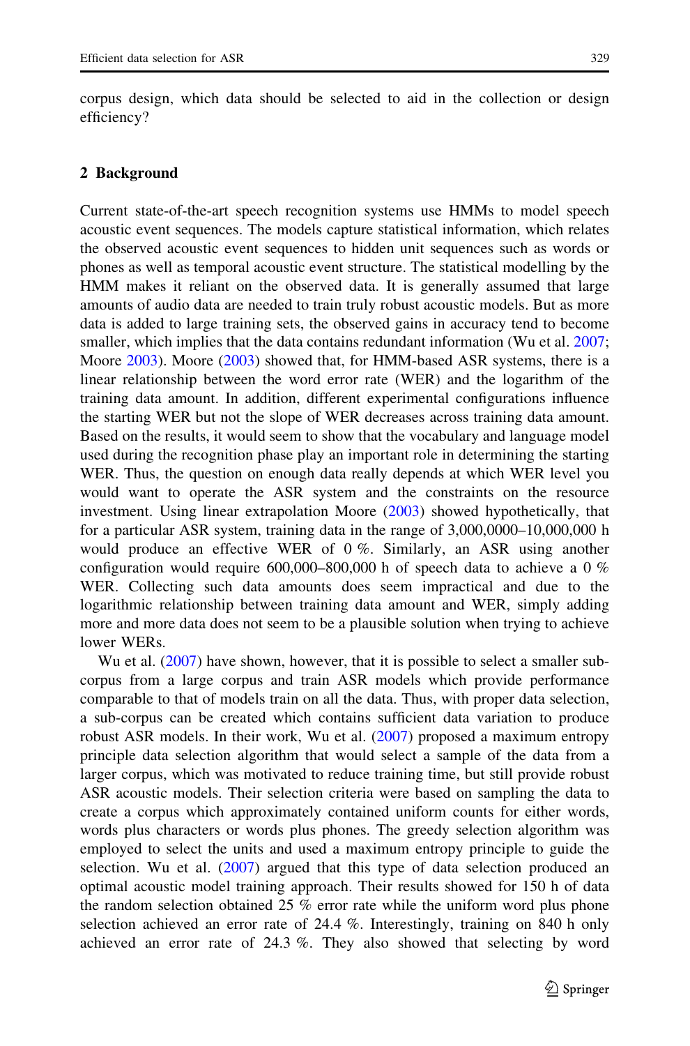corpus design, which data should be selected to aid in the collection or design efficiency?

## 2 Background

Current state-of-the-art speech recognition systems use HMMs to model speech acoustic event sequences. The models capture statistical information, which relates the observed acoustic event sequences to hidden unit sequences such as words or phones as well as temporal acoustic event structure. The statistical modelling by the HMM makes it reliant on the observed data. It is generally assumed that large amounts of audio data are needed to train truly robust acoustic models. But as more data is added to large training sets, the observed gains in accuracy tend to become smaller, which implies that the data contains redundant information (Wu et al. 2007; Moore 2003). Moore (2003) showed that, for HMM-based ASR systems, there is a linear relationship between the word error rate (WER) and the logarithm of the training data amount. In addition, different experimental configurations influence the starting WER but not the slope of WER decreases across training data amount. Based on the results, it would seem to show that the vocabulary and language model used during the recognition phase play an important role in determining the starting WER. Thus, the question on enough data really depends at which WER level you would want to operate the ASR system and the constraints on the resource investment. Using linear extrapolation Moore (2003) showed hypothetically, that for a particular ASR system, training data in the range of 3,000,0000–10,000,000 h would produce an effective WER of 0 %. Similarly, an ASR using another configuration would require 600,000–800,000 h of speech data to achieve a 0 % WER. Collecting such data amounts does seem impractical and due to the logarithmic relationship between training data amount and WER, simply adding more and more data does not seem to be a plausible solution when trying to achieve lower WERs.

Wu et al. (2007) have shown, however, that it is possible to select a smaller sub-corpus from a large corpus and train ASR models which provide performance comparable to that of models train on all the data. Thus, with proper data selection, a sub-corpus can be created which contains sufficient data variation to produce robust ASR models. In their work, Wu et al. (2007) proposed a maximum entropy principle data selection algorithm that would select a sample of the data from a larger corpus, which was motivated to reduce training time, but still provide robust ASR acoustic models. Their selection criteria were based on sampling the data to create a corpus which approximately contained uniform counts for either words, words plus characters or words plus phones. The greedy selection algorithm was employed to select the units and used a maximum entropy principle to guide the selection. Wu et al. (2007) argued that this type of data selection produced an optimal acoustic model training approach. Their results showed for 150 h of data the random selection obtained 25 % error rate while the uniform word plus phone selection achieved an error rate of 24.4 %. Interestingly, training on 840 h only achieved an error rate of 24.3 %. They also showed that selecting by word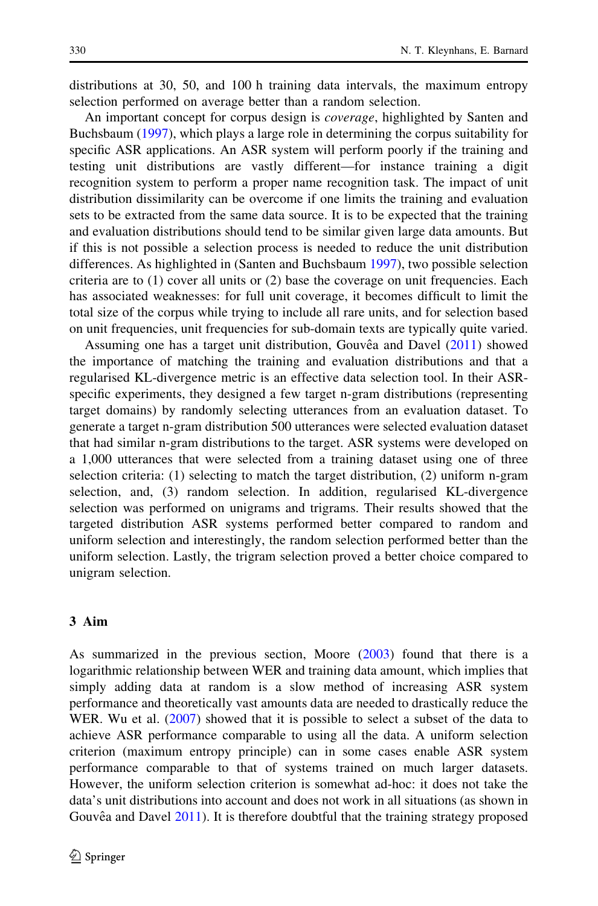distributions at 30, 50, and 100 h training data intervals, the maximum entropy selection performed on average better than a random selection.

An important concept for corpus design is *coverage*, highlighted by Santen and Buchsbaum (1997), which plays a large role in determining the corpus suitability for specific ASR applications. An ASR system will perform poorly if the training and testing unit distributions are vastly different—for instance training a digit recognition system to perform a proper name recognition task. The impact of unit distribution dissimilarity can be overcome if one limits the training and evaluation sets to be extracted from the same data source. It is to be expected that the training and evaluation distributions should tend to be similar given large data amounts. But if this is not possible a selection process is needed to reduce the unit distribution differences. As highlighted in (Santen and Buchsbaum 1997), two possible selection criteria are to (1) cover all units or (2) base the coverage on unit frequencies. Each has associated weaknesses: for full unit coverage, it becomes difficult to limit the total size of the corpus while trying to include all rare units, and for selection based on unit frequencies, unit frequencies for sub-domain texts are typically quite varied.

Assuming one has a target unit distribution, Gouvêa and Davel (2011) showed the importance of matching the training and evaluation distributions and that a regularised KL-divergence metric is an effective data selection tool. In their ASR-specific experiments, they designed a few target n-gram distributions (representing target domains) by randomly selecting utterances from an evaluation dataset. To generate a target n-gram distribution 500 utterances were selected evaluation dataset that had similar n-gram distributions to the target. ASR systems were developed on a 1,000 utterances that were selected from a training dataset using one of three selection criteria: (1) selecting to match the target distribution, (2) uniform n-gram selection, and, (3) random selection. In addition, regularised KL-divergence selection was performed on unigrams and trigrams. Their results showed that the targeted distribution ASR systems performed better compared to random and uniform selection and interestingly, the random selection performed better than the uniform selection. Lastly, the trigram selection proved a better choice compared to unigram selection.

## 3 Aim

As summarized in the previous section, Moore (2003) found that there is a logarithmic relationship between WER and training data amount, which implies that simply adding data at random is a slow method of increasing ASR system performance and theoretically vast amounts data are needed to drastically reduce the WER. Wu et al. (2007) showed that it is possible to select a subset of the data to achieve ASR performance comparable to using all the data. A uniform selection criterion (maximum entropy principle) can in some cases enable ASR system performance comparable to that of systems trained on much larger datasets. However, the uniform selection criterion is somewhat ad-hoc: it does not take the data's unit distributions into account and does not work in all situations (as shown in Gouvêa and Davel 2011). It is therefore doubtful that the training strategy proposed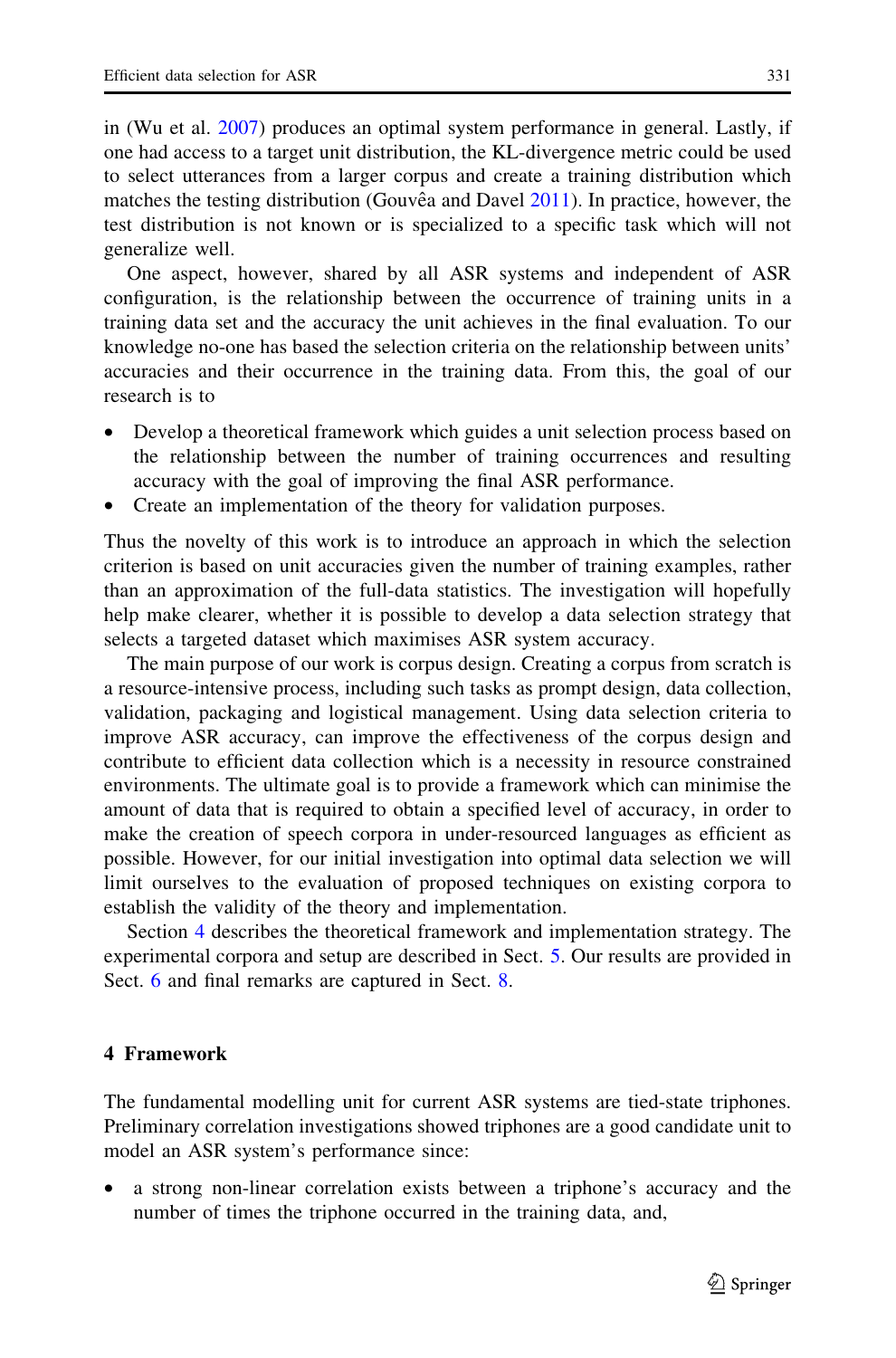in (Wu et al. 2007) produces an optimal system performance in general. Lastly, if one had access to a target unit distribution, the KL-divergence metric could be used to select utterances from a larger corpus and create a training distribution which matches the testing distribution (Gouvêa and Davel 2011). In practice, however, the test distribution is not known or is specialized to a specific task which will not generalize well.

One aspect, however, shared by all ASR systems and independent of ASR configuration, is the relationship between the occurrence of training units in a training data set and the accuracy the unit achieves in the final evaluation. To our knowledge no-one has based the selection criteria on the relationship between units' accuracies and their occurrence in the training data. From this, the goal of our research is to

- Develop a theoretical framework which guides a unit selection process based on the relationship between the number of training occurrences and resulting accuracy with the goal of improving the final ASR performance.
- Create an implementation of the theory for validation purposes.

Thus the novelty of this work is to introduce an approach in which the selection criterion is based on unit accuracies given the number of training examples, rather than an approximation of the full-data statistics. The investigation will hopefully help make clearer, whether it is possible to develop a data selection strategy that selects a targeted dataset which maximises ASR system accuracy.

The main purpose of our work is corpus design. Creating a corpus from scratch is a resource-intensive process, including such tasks as prompt design, data collection, validation, packaging and logistical management. Using data selection criteria to improve ASR accuracy, can improve the effectiveness of the corpus design and contribute to efficient data collection which is a necessity in resource constrained environments. The ultimate goal is to provide a framework which can minimise the amount of data that is required to obtain a specified level of accuracy, in order to make the creation of speech corpora in under-resourced languages as efficient as possible. However, for our initial investigation into optimal data selection we will limit ourselves to the evaluation of proposed techniques on existing corpora to establish the validity of the theory and implementation.

Section 4 describes the theoretical framework and implementation strategy. The experimental corpora and setup are described in Sect. 5. Our results are provided in Sect. 6 and final remarks are captured in Sect. 8.

## 4 Framework

The fundamental modelling unit for current ASR systems are tied-state triphones. Preliminary correlation investigations showed triphones are a good candidate unit to model an ASR system's performance since:

- a strong non-linear correlation exists between a triphone's accuracy and the number of times the triphone occurred in the training data, and,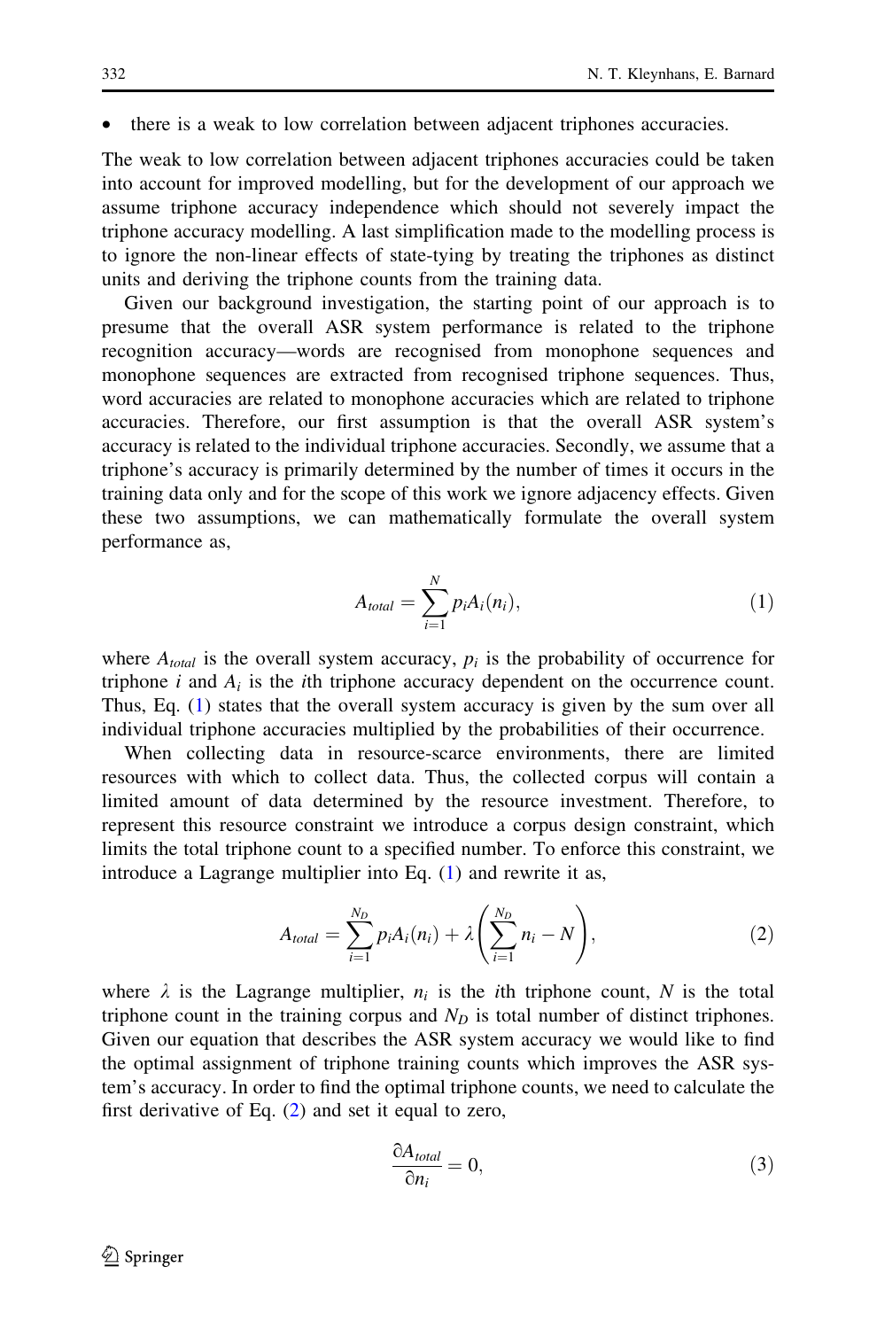- there is a weak to low correlation between adjacent triphones accuracies.

The weak to low correlation between adjacent triphones accuracies could be taken into account for improved modelling, but for the development of our approach we assume triphone accuracy independence which should not severely impact the triphone accuracy modelling. A last simplification made to the modelling process is to ignore the non-linear effects of state-tying by treating the triphones as distinct units and deriving the triphone counts from the training data.

Given our background investigation, the starting point of our approach is to presume that the overall ASR system performance is related to the triphone recognition accuracy—words are recognised from monophone sequences and monophone sequences are extracted from recognised triphone sequences. Thus, word accuracies are related to monophone accuracies which are related to triphone accuracies. Therefore, our first assumption is that the overall ASR system's accuracy is related to the individual triphone accuracies. Secondly, we assume that a triphone's accuracy is primarily determined by the number of times it occurs in the training data only and for the scope of this work we ignore adjacency effects. Given these two assumptions, we can mathematically formulate the overall system performance as,

$$A_{total} = \sum_{i=1}^{N} p_i A_i(n_i), \tag{1}$$

where $A_{total}$ is the overall system accuracy, $p_i$ is the probability of occurrence for triphone $i$ and $A_i$ is the $i$th triphone accuracy dependent on the occurrence count. Thus, Eq. (1) states that the overall system accuracy is given by the sum over all individual triphone accuracies multiplied by the probabilities of their occurrence.

When collecting data in resource-scarce environments, there are limited resources with which to collect data. Thus, the collected corpus will contain a limited amount of data determined by the resource investment. Therefore, to represent this resource constraint we introduce a corpus design constraint, which limits the total triphone count to a specified number. To enforce this constraint, we introduce a Lagrange multiplier into Eq. (1) and rewrite it as,

$$A_{total} = \sum_{i=1}^{N_D} p_i A_i(n_i) + \lambda \left( \sum_{i=1}^{N_D} n_i - N \right), \tag{2}$$

where $\lambda$ is the Lagrange multiplier, $n_i$ is the $i$th triphone count, $N$ is the total triphone count in the training corpus and $N_D$ is total number of distinct triphones. Given our equation that describes the ASR system accuracy we would like to find the optimal assignment of triphone training counts which improves the ASR system's accuracy. In order to find the optimal triphone counts, we need to calculate the first derivative of Eq. (2) and set it equal to zero,

$$\frac{\partial A_{total}}{\partial n_i} = 0, \tag{3}$$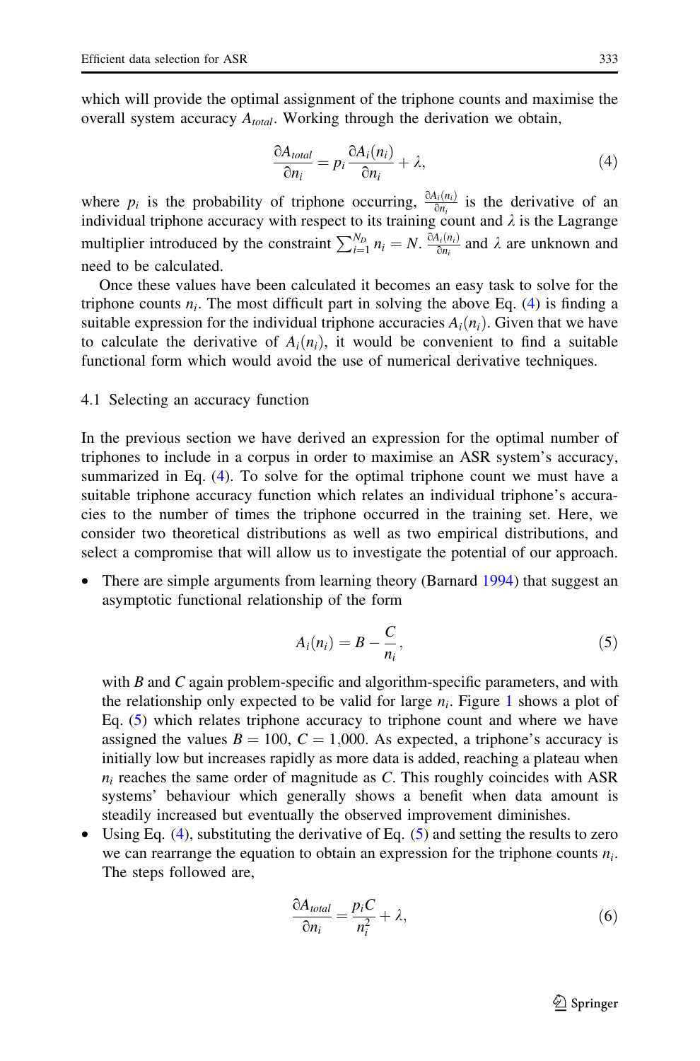which will provide the optimal assignment of the triphone counts and maximise the overall system accuracy $A_{total}$. Working through the derivation we obtain,

$$\frac{\partial A_{total}}{\partial n_i} = p_i \frac{\partial A_i(n_i)}{\partial n_i} + \lambda, \tag{4}$$

where $p_i$ is the probability of triphone occurring, $\frac{\partial A_i(n_i)}{\partial n_i}$ is the derivative of an individual triphone accuracy with respect to its training count and $\lambda$ is the Lagrange multiplier introduced by the constraint $\sum_{i=1}^{N_D} n_i = N$. $\frac{\partial A_i(n_i)}{\partial n_i}$ and $\lambda$ are unknown and need to be calculated.

Once these values have been calculated it becomes an easy task to solve for the triphone counts $n_i$. The most difficult part in solving the above Eq. (4) is finding a suitable expression for the individual triphone accuracies $A_i(n_i)$. Given that we have to calculate the derivative of $A_i(n_i)$, it would be convenient to find a suitable functional form which would avoid the use of numerical derivative techniques.

### 4.1 Selecting an accuracy function

In the previous section we have derived an expression for the optimal number of triphones to include in a corpus in order to maximise an ASR system's accuracy, summarized in Eq. (4). To solve for the optimal triphone count we must have a suitable triphone accuracy function which relates an individual triphone's accuracies to the number of times the triphone occurred in the training set. Here, we consider two theoretical distributions as well as two empirical distributions, and select a compromise that will allow us to investigate the potential of our approach.

- There are simple arguments from learning theory (Barnard 1994) that suggest an asymptotic functional relationship of the form

$$A_i(n_i) = B - \frac{C}{n_i}, \tag{5}$$

  with $B$ and $C$ again problem-specific and algorithm-specific parameters, and with the relationship only expected to be valid for large $n_i$. Figure 1 shows a plot of Eq. (5) which relates triphone accuracy to triphone count and where we have assigned the values $B = 100$, $C = 1{,}000$. As expected, a triphone's accuracy is initially low but increases rapidly as more data is added, reaching a plateau when $n_i$ reaches the same order of magnitude as $C$. This roughly coincides with ASR systems' behaviour which generally shows a benefit when data amount is steadily increased but eventually the observed improvement diminishes.
- Using Eq. (4), substituting the derivative of Eq. (5) and setting the results to zero we can rearrange the equation to obtain an expression for the triphone counts $n_i$. The steps followed are,

$$\frac{\partial A_{total}}{\partial n_i} = \frac{p_i C}{n_i^2} + \lambda, \tag{6}$$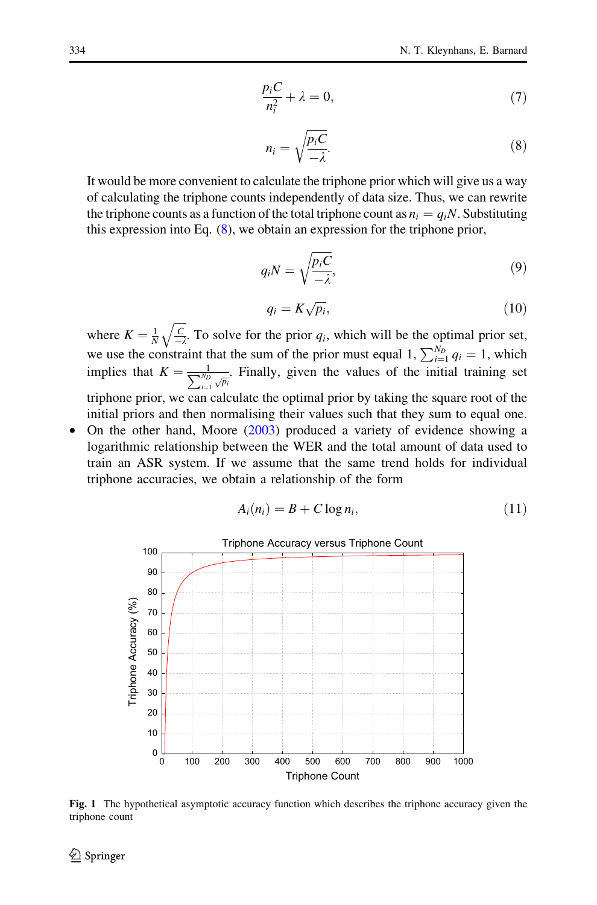$$\frac{p_i C}{n_i^2} + \lambda = 0, \tag{7}$$

$$n_i = \sqrt{\frac{p_i C}{-\lambda}}. \tag{8}$$

It would be more convenient to calculate the triphone prior which will give us a way of calculating the triphone counts independently of data size. Thus, we can rewrite the triphone counts as a function of the total triphone count as $n_i = q_i N$. Substituting this expression into Eq. (8), we obtain an expression for the triphone prior,

$$q_i N = \sqrt{\frac{p_i C}{-\lambda}}, \tag{9}$$

$$q_i = K\sqrt{p_i}, \tag{10}$$

where $K = \frac{1}{N}\sqrt{\frac{C}{-\lambda}}$. To solve for the prior $q_i$, which will be the optimal prior set, we use the constraint that the sum of the prior must equal 1, $\sum_{i=1}^{N_D} q_i = 1$, which implies that $K = \frac{1}{\sum_{i=1}^{N_D}\sqrt{p_i}}$. Finally, given the values of the initial training set triphone prior, we can calculate the optimal prior by taking the square root of the initial priors and then normalising their values such that they sum to equal one.

- On the other hand, Moore (2003) produced a variety of evidence showing a logarithmic relationship between the WER and the total amount of data used to train an ASR system. If we assume that the same trend holds for individual triphone accuracies, we obtain a relationship of the form

$$A_i(n_i) = B + C\log n_i, \tag{11}$$

**Fig. 1** The hypothetical asymptotic accuracy function which describes the triphone accuracy given the triphone count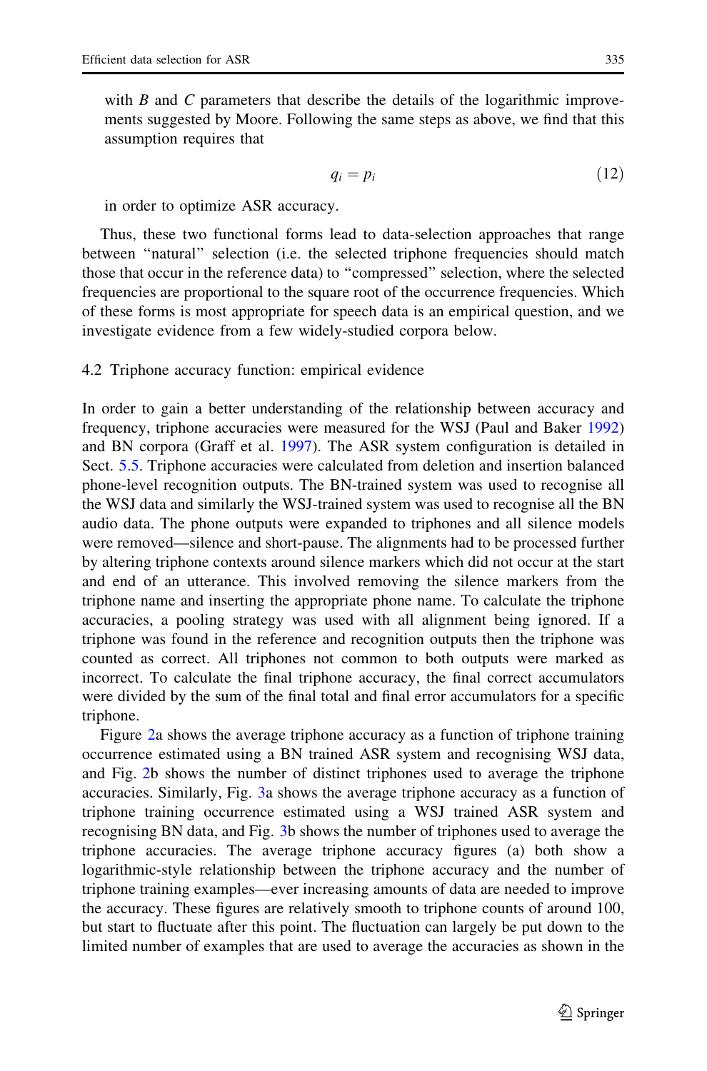with $B$ and $C$ parameters that describe the details of the logarithmic improvements suggested by Moore. Following the same steps as above, we find that this assumption requires that

$$q_i = p_i \tag{12}$$

in order to optimize ASR accuracy.

Thus, these two functional forms lead to data-selection approaches that range between "natural" selection (i.e. the selected triphone frequencies should match those that occur in the reference data) to "compressed" selection, where the selected frequencies are proportional to the square root of the occurrence frequencies. Which of these forms is most appropriate for speech data is an empirical question, and we investigate evidence from a few widely-studied corpora below.

### 4.2 Triphone accuracy function: empirical evidence

In order to gain a better understanding of the relationship between accuracy and frequency, triphone accuracies were measured for the WSJ (Paul and Baker 1992) and BN corpora (Graff et al. 1997). The ASR system configuration is detailed in Sect. 5.5. Triphone accuracies were calculated from deletion and insertion balanced phone-level recognition outputs. The BN-trained system was used to recognise all the WSJ data and similarly the WSJ-trained system was used to recognise all the BN audio data. The phone outputs were expanded to triphones and all silence models were removed—silence and short-pause. The alignments had to be processed further by altering triphone contexts around silence markers which did not occur at the start and end of an utterance. This involved removing the silence markers from the triphone name and inserting the appropriate phone name. To calculate the triphone accuracies, a pooling strategy was used with all alignment being ignored. If a triphone was found in the reference and recognition outputs then the triphone was counted as correct. All triphones not common to both outputs were marked as incorrect. To calculate the final triphone accuracy, the final correct accumulators were divided by the sum of the final total and final error accumulators for a specific triphone.

Figure 2a shows the average triphone accuracy as a function of triphone training occurrence estimated using a BN trained ASR system and recognising WSJ data, and Fig. 2b shows the number of distinct triphones used to average the triphone accuracies. Similarly, Fig. 3a shows the average triphone accuracy as a function of triphone training occurrence estimated using a WSJ trained ASR system and recognising BN data, and Fig. 3b shows the number of triphones used to average the triphone accuracies. The average triphone accuracy figures (a) both show a logarithmic-style relationship between the triphone accuracy and the number of triphone training examples—ever increasing amounts of data are needed to improve the accuracy. These figures are relatively smooth to triphone counts of around 100, but start to fluctuate after this point. The fluctuation can largely be put down to the limited number of examples that are used to average the accuracies as shown in the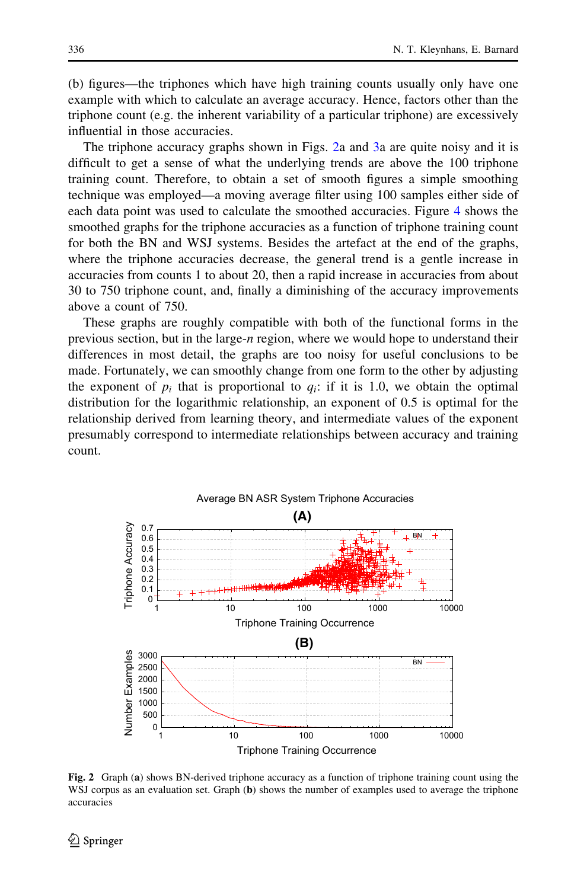(b) figures—the triphones which have high training counts usually only have one example with which to calculate an average accuracy. Hence, factors other than the triphone count (e.g. the inherent variability of a particular triphone) are excessively influential in those accuracies.

The triphone accuracy graphs shown in Figs. 2a and 3a are quite noisy and it is difficult to get a sense of what the underlying trends are above the 100 triphone training count. Therefore, to obtain a set of smooth figures a simple smoothing technique was employed—a moving average filter using 100 samples either side of each data point was used to calculate the smoothed accuracies. Figure 4 shows the smoothed graphs for the triphone accuracies as a function of triphone training count for both the BN and WSJ systems. Besides the artefact at the end of the graphs, where the triphone accuracies decrease, the general trend is a gentle increase in accuracies from counts 1 to about 20, then a rapid increase in accuracies from about 30 to 750 triphone count, and, finally a diminishing of the accuracy improvements above a count of 750.

These graphs are roughly compatible with both of the functional forms in the previous section, but in the large-$n$ region, where we would hope to understand their differences in most detail, the graphs are too noisy for useful conclusions to be made. Fortunately, we can smoothly change from one form to the other by adjusting the exponent of $p_i$ that is proportional to $q_i$: if it is 1.0, we obtain the optimal distribution for the logarithmic relationship, an exponent of 0.5 is optimal for the relationship derived from learning theory, and intermediate values of the exponent presumably correspond to intermediate relationships between accuracy and training count.

**Fig. 2** Graph (**a**) shows BN-derived triphone accuracy as a function of triphone training count using the WSJ corpus as an evaluation set. Graph (**b**) shows the number of examples used to average the triphone accuracies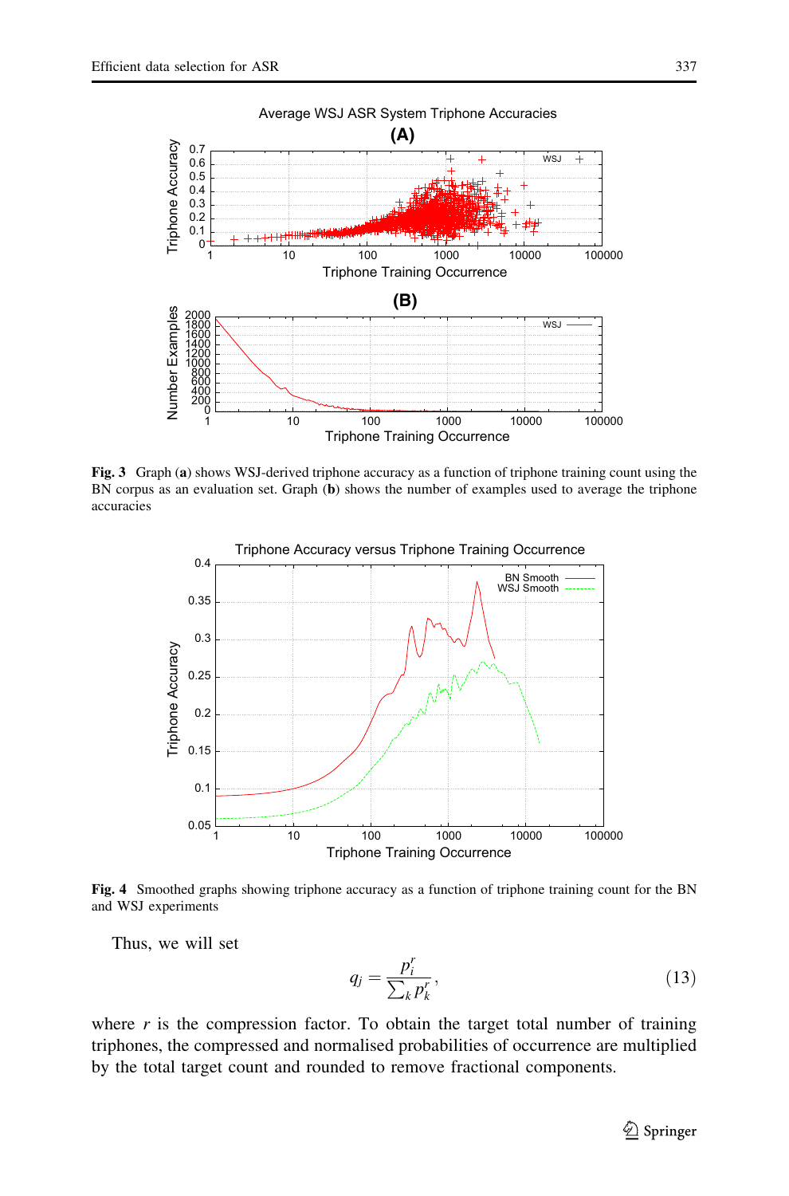**Fig. 3** Graph (**a**) shows WSJ-derived triphone accuracy as a function of triphone training count using the BN corpus as an evaluation set. Graph (**b**) shows the number of examples used to average the triphone accuracies

**Fig. 4** Smoothed graphs showing triphone accuracy as a function of triphone training count for the BN and WSJ experiments

Thus, we will set

$$q_j = \frac{p_i^r}{\sum_k p_k^r}, \tag{13}$$

where $r$ is the compression factor. To obtain the target total number of training triphones, the compressed and normalised probabilities of occurrence are multiplied by the total target count and rounded to remove fractional components.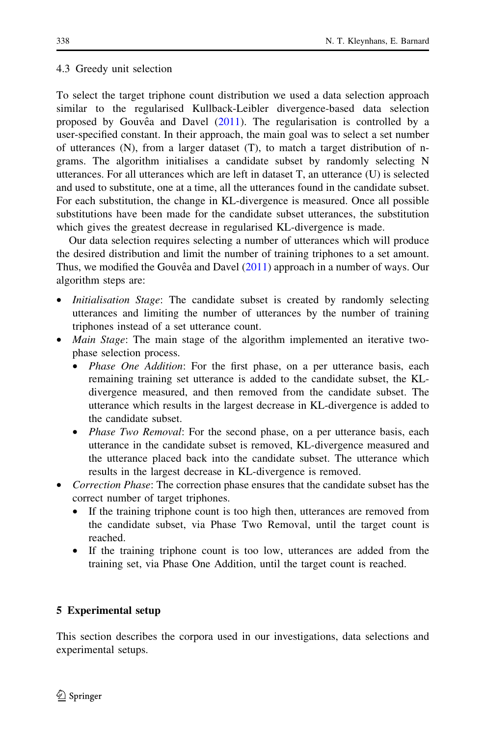### 4.3 Greedy unit selection

To select the target triphone count distribution we used a data selection approach similar to the regularised Kullback-Leibler divergence-based data selection proposed by Gouvêa and Davel (2011). The regularisation is controlled by a user-specified constant. In their approach, the main goal was to select a set number of utterances (N), from a larger dataset (T), to match a target distribution of n-grams. The algorithm initialises a candidate subset by randomly selecting N utterances. For all utterances which are left in dataset T, an utterance (U) is selected and used to substitute, one at a time, all the utterances found in the candidate subset. For each substitution, the change in KL-divergence is measured. Once all possible substitutions have been made for the candidate subset utterances, the substitution which gives the greatest decrease in regularised KL-divergence is made.

Our data selection requires selecting a number of utterances which will produce the desired distribution and limit the number of training triphones to a set amount. Thus, we modified the Gouvêa and Davel (2011) approach in a number of ways. Our algorithm steps are:

- *Initialisation Stage*: The candidate subset is created by randomly selecting utterances and limiting the number of utterances by the number of training triphones instead of a set utterance count.
- *Main Stage*: The main stage of the algorithm implemented an iterative two-phase selection process.
    - *Phase One Addition*: For the first phase, on a per utterance basis, each remaining training set utterance is added to the candidate subset, the KL-divergence measured, and then removed from the candidate subset. The utterance which results in the largest decrease in KL-divergence is added to the candidate subset.
    - *Phase Two Removal*: For the second phase, on a per utterance basis, each utterance in the candidate subset is removed, KL-divergence measured and the utterance placed back into the candidate subset. The utterance which results in the largest decrease in KL-divergence is removed.
- *Correction Phase*: The correction phase ensures that the candidate subset has the correct number of target triphones.
    - If the training triphone count is too high then, utterances are removed from the candidate subset, via Phase Two Removal, until the target count is reached.
    - If the training triphone count is too low, utterances are added from the training set, via Phase One Addition, until the target count is reached.

## 5 Experimental setup

This section describes the corpora used in our investigations, data selections and experimental setups.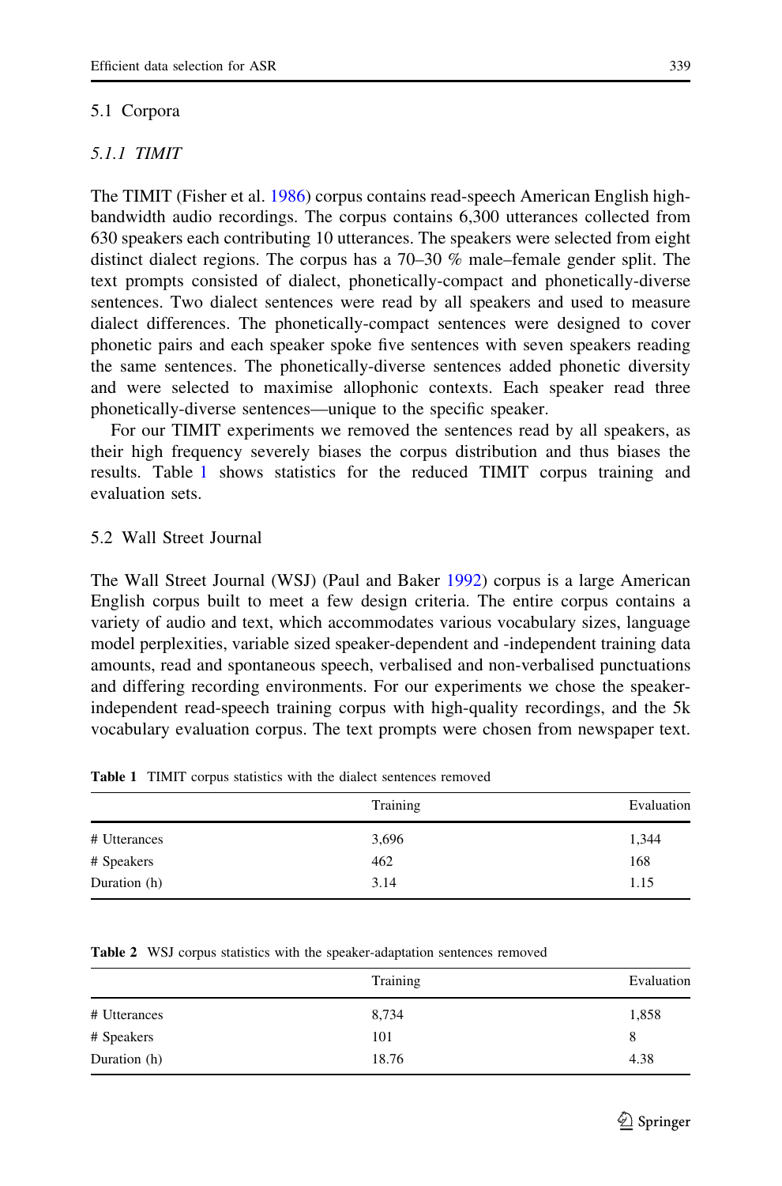### 5.1 Corpora

#### *5.1.1 TIMIT*

The TIMIT (Fisher et al. 1986) corpus contains read-speech American English high-bandwidth audio recordings. The corpus contains 6,300 utterances collected from 630 speakers each contributing 10 utterances. The speakers were selected from eight distinct dialect regions. The corpus has a 70–30 % male–female gender split. The text prompts consisted of dialect, phonetically-compact and phonetically-diverse sentences. Two dialect sentences were read by all speakers and used to measure dialect differences. The phonetically-compact sentences were designed to cover phonetic pairs and each speaker spoke five sentences with seven speakers reading the same sentences. The phonetically-diverse sentences added phonetic diversity and were selected to maximise allophonic contexts. Each speaker read three phonetically-diverse sentences—unique to the specific speaker.

For our TIMIT experiments we removed the sentences read by all speakers, as their high frequency severely biases the corpus distribution and thus biases the results. Table 1 shows statistics for the reduced TIMIT corpus training and evaluation sets.

### 5.2 Wall Street Journal

The Wall Street Journal (WSJ) (Paul and Baker 1992) corpus is a large American English corpus built to meet a few design criteria. The entire corpus contains a variety of audio and text, which accommodates various vocabulary sizes, language model perplexities, variable sized speaker-dependent and -independent training data amounts, read and spontaneous speech, verbalised and non-verbalised punctuations and differing recording environments. For our experiments we chose the speaker-independent read-speech training corpus with high-quality recordings, and the 5k vocabulary evaluation corpus. The text prompts were chosen from newspaper text.

**Table 1** TIMIT corpus statistics with the dialect sentences removed

| | Training | Evaluation |
|---|---|---|
| # Utterances | 3,696 | 1,344 |
| # Speakers | 462 | 168 |
| Duration (h) | 3.14 | 1.15 |

**Table 2** WSJ corpus statistics with the speaker-adaptation sentences removed

| | Training | Evaluation |
|---|---|---|
| # Utterances | 8,734 | 1,858 |
| # Speakers | 101 | 8 |
| Duration (h) | 18.76 | 4.38 |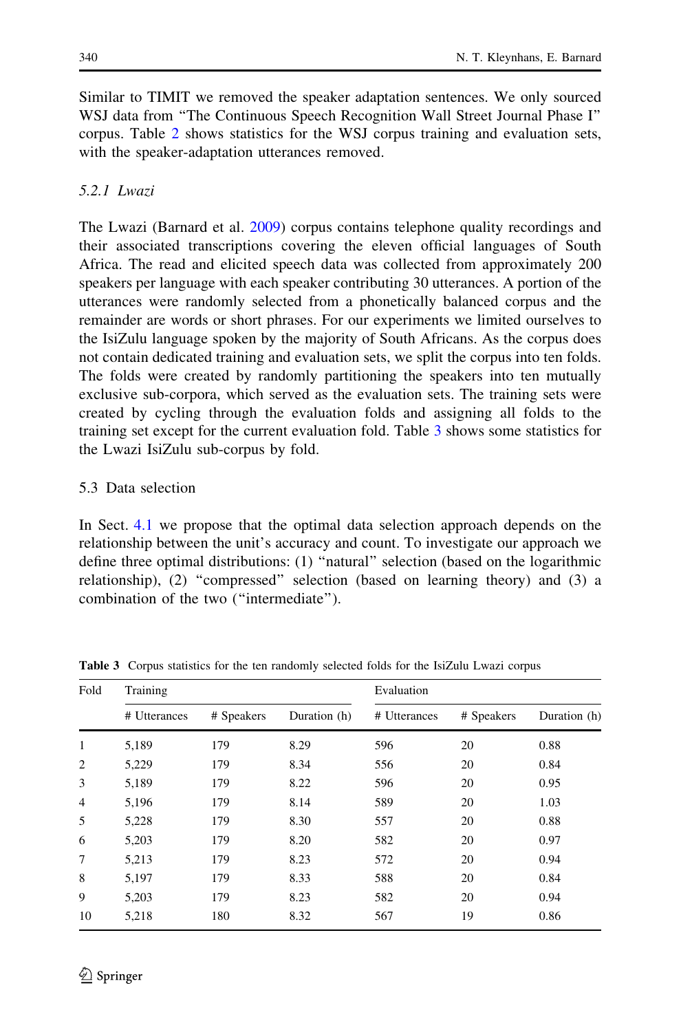Similar to TIMIT we removed the speaker adaptation sentences. We only sourced WSJ data from "The Continuous Speech Recognition Wall Street Journal Phase I" corpus. Table 2 shows statistics for the WSJ corpus training and evaluation sets, with the speaker-adaptation utterances removed.

#### 5.2.1 Lwazi

The Lwazi (Barnard et al. 2009) corpus contains telephone quality recordings and their associated transcriptions covering the eleven official languages of South Africa. The read and elicited speech data was collected from approximately 200 speakers per language with each speaker contributing 30 utterances. A portion of the utterances were randomly selected from a phonetically balanced corpus and the remainder are words or short phrases. For our experiments we limited ourselves to the IsiZulu language spoken by the majority of South Africans. As the corpus does not contain dedicated training and evaluation sets, we split the corpus into ten folds. The folds were created by randomly partitioning the speakers into ten mutually exclusive sub-corpora, which served as the evaluation sets. The training sets were created by cycling through the evaluation folds and assigning all folds to the training set except for the current evaluation fold. Table 3 shows some statistics for the Lwazi IsiZulu sub-corpus by fold.

### 5.3 Data selection

In Sect. 4.1 we propose that the optimal data selection approach depends on the relationship between the unit's accuracy and count. To investigate our approach we define three optimal distributions: (1) "natural" selection (based on the logarithmic relationship), (2) "compressed" selection (based on learning theory) and (3) a combination of the two ("intermediate").

**Table 3** Corpus statistics for the ten randomly selected folds for the IsiZulu Lwazi corpus

| Fold | Training | | | Evaluation | | |
|---|---|---|---|---|---|---|
| | # Utterances | # Speakers | Duration (h) | # Utterances | # Speakers | Duration (h) |
| 1 | 5,189 | 179 | 8.29 | 596 | 20 | 0.88 |
| 2 | 5,229 | 179 | 8.34 | 556 | 20 | 0.84 |
| 3 | 5,189 | 179 | 8.22 | 596 | 20 | 0.95 |
| 4 | 5,196 | 179 | 8.14 | 589 | 20 | 1.03 |
| 5 | 5,228 | 179 | 8.30 | 557 | 20 | 0.88 |
| 6 | 5,203 | 179 | 8.20 | 582 | 20 | 0.97 |
| 7 | 5,213 | 179 | 8.23 | 572 | 20 | 0.94 |
| 8 | 5,197 | 179 | 8.33 | 588 | 20 | 0.84 |
| 9 | 5,203 | 179 | 8.23 | 582 | 20 | 0.94 |
| 10 | 5,218 | 180 | 8.32 | 567 | 19 | 0.86 |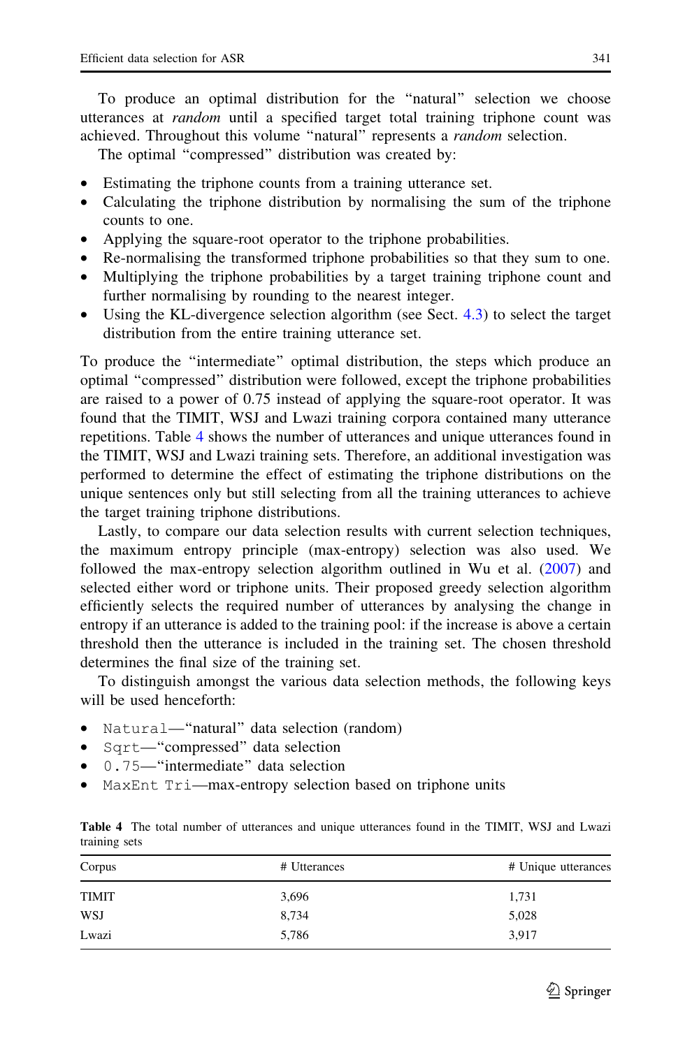To produce an optimal distribution for the "natural" selection we choose utterances at *random* until a specified target total training triphone count was achieved. Throughout this volume "natural" represents a *random* selection.

The optimal "compressed" distribution was created by:

- Estimating the triphone counts from a training utterance set.
- Calculating the triphone distribution by normalising the sum of the triphone counts to one.
- Applying the square-root operator to the triphone probabilities.
- Re-normalising the transformed triphone probabilities so that they sum to one.
- Multiplying the triphone probabilities by a target training triphone count and further normalising by rounding to the nearest integer.
- Using the KL-divergence selection algorithm (see Sect. 4.3) to select the target distribution from the entire training utterance set.

To produce the "intermediate" optimal distribution, the steps which produce an optimal "compressed" distribution were followed, except the triphone probabilities are raised to a power of 0.75 instead of applying the square-root operator. It was found that the TIMIT, WSJ and Lwazi training corpora contained many utterance repetitions. Table 4 shows the number of utterances and unique utterances found in the TIMIT, WSJ and Lwazi training sets. Therefore, an additional investigation was performed to determine the effect of estimating the triphone distributions on the unique sentences only but still selecting from all the training utterances to achieve the target training triphone distributions.

Lastly, to compare our data selection results with current selection techniques, the maximum entropy principle (max-entropy) selection was also used. We followed the max-entropy selection algorithm outlined in Wu et al. (2007) and selected either word or triphone units. Their proposed greedy selection algorithm efficiently selects the required number of utterances by analysing the change in entropy if an utterance is added to the training pool: if the increase is above a certain threshold then the utterance is included in the training set. The chosen threshold determines the final size of the training set.

To distinguish amongst the various data selection methods, the following keys will be used henceforth:

- `Natural`—"natural" data selection (random)
- `Sqrt`—"compressed" data selection
- `0.75`—"intermediate" data selection
- `MaxEnt Tri`—max-entropy selection based on triphone units

**Table 4** The total number of utterances and unique utterances found in the TIMIT, WSJ and Lwazi training sets

| Corpus | # Utterances | # Unique utterances |
|---|---|---|
| TIMIT | 3,696 | 1,731 |
| WSJ | 8,734 | 5,028 |
| Lwazi | 5,786 | 3,917 |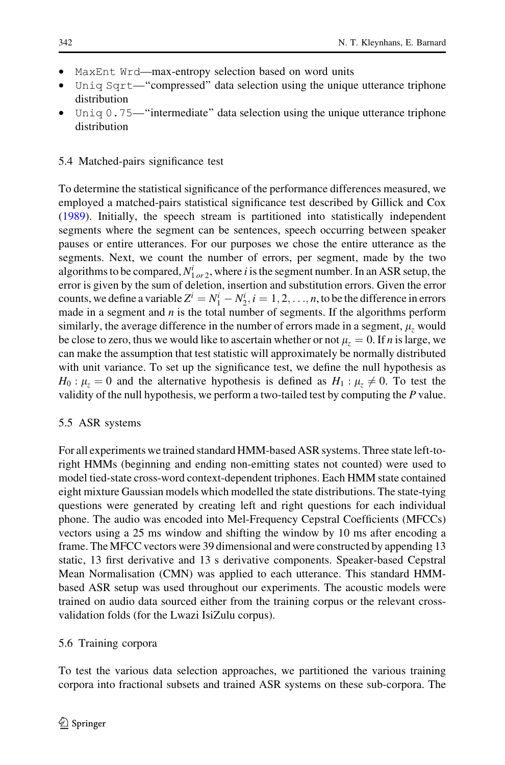- `MaxEnt Wrd`—max-entropy selection based on word units
- `Uniq Sqrt`—"compressed" data selection using the unique utterance triphone distribution
- `Uniq 0.75`—"intermediate" data selection using the unique utterance triphone distribution

### 5.4 Matched-pairs significance test

To determine the statistical significance of the performance differences measured, we employed a matched-pairs statistical significance test described by Gillick and Cox (1989). Initially, the speech stream is partitioned into statistically independent segments where the segment can be sentences, speech occurring between speaker pauses or entire utterances. For our purposes we chose the entire utterance as the segments. Next, we count the number of errors, per segment, made by the two algorithms to be compared, $N^i_{1\,or\,2}$, where $i$ is the segment number. In an ASR setup, the error is given by the sum of deletion, insertion and substitution errors. Given the error counts, we define a variable $Z^i = N^i_1 - N^i_2, i = 1, 2, \ldots, n$, to be the difference in errors made in a segment and $n$ is the total number of segments. If the algorithms perform similarly, the average difference in the number of errors made in a segment, $\mu_z$ would be close to zero, thus we would like to ascertain whether or not $\mu_z = 0$. If $n$ is large, we can make the assumption that test statistic will approximately be normally distributed with unit variance. To set up the significance test, we define the null hypothesis as $H_0 : \mu_z = 0$ and the alternative hypothesis is defined as $H_1 : \mu_z \neq 0$. To test the validity of the null hypothesis, we perform a two-tailed test by computing the $P$ value.

### 5.5 ASR systems

For all experiments we trained standard HMM-based ASR systems. Three state left-to-right HMMs (beginning and ending non-emitting states not counted) were used to model tied-state cross-word context-dependent triphones. Each HMM state contained eight mixture Gaussian models which modelled the state distributions. The state-tying questions were generated by creating left and right questions for each individual phone. The audio was encoded into Mel-Frequency Cepstral Coefficients (MFCCs) vectors using a 25 ms window and shifting the window by 10 ms after encoding a frame. The MFCC vectors were 39 dimensional and were constructed by appending 13 static, 13 first derivative and 13 s derivative components. Speaker-based Cepstral Mean Normalisation (CMN) was applied to each utterance. This standard HMM-based ASR setup was used throughout our experiments. The acoustic models were trained on audio data sourced either from the training corpus or the relevant cross-validation folds (for the Lwazi IsiZulu corpus).

### 5.6 Training corpora

To test the various data selection approaches, we partitioned the various training corpora into fractional subsets and trained ASR systems on these sub-corpora. The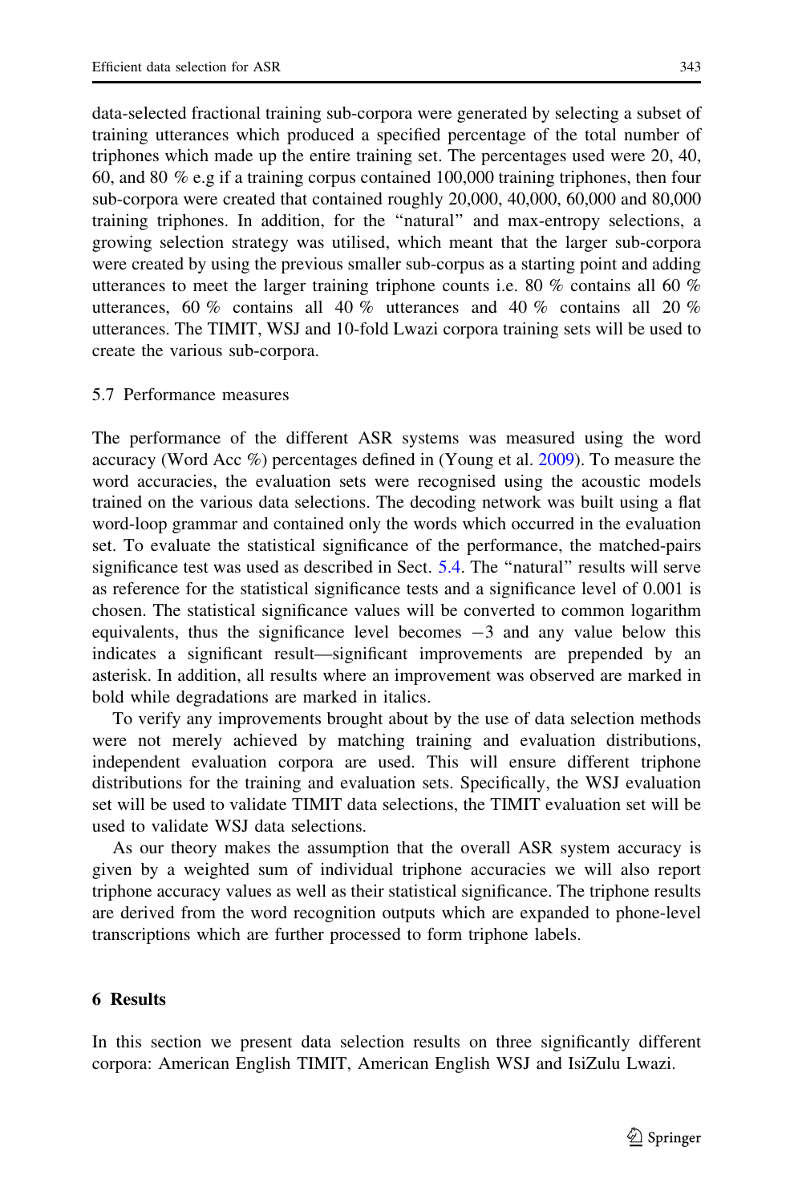data-selected fractional training sub-corpora were generated by selecting a subset of training utterances which produced a specified percentage of the total number of triphones which made up the entire training set. The percentages used were 20, 40, 60, and 80 % e.g if a training corpus contained 100,000 training triphones, then four sub-corpora were created that contained roughly 20,000, 40,000, 60,000 and 80,000 training triphones. In addition, for the "natural" and max-entropy selections, a growing selection strategy was utilised, which meant that the larger sub-corpora were created by using the previous smaller sub-corpus as a starting point and adding utterances to meet the larger training triphone counts i.e. 80 % contains all 60 % utterances, 60 % contains all 40 % utterances and 40 % contains all 20 % utterances. The TIMIT, WSJ and 10-fold Lwazi corpora training sets will be used to create the various sub-corpora.

### 5.7 Performance measures

The performance of the different ASR systems was measured using the word accuracy (Word Acc %) percentages defined in (Young et al. 2009). To measure the word accuracies, the evaluation sets were recognised using the acoustic models trained on the various data selections. The decoding network was built using a flat word-loop grammar and contained only the words which occurred in the evaluation set. To evaluate the statistical significance of the performance, the matched-pairs significance test was used as described in Sect. 5.4. The "natural" results will serve as reference for the statistical significance tests and a significance level of 0.001 is chosen. The statistical significance values will be converted to common logarithm equivalents, thus the significance level becomes $-3$ and any value below this indicates a significant result—significant improvements are prepended by an asterisk. In addition, all results where an improvement was observed are marked in bold while degradations are marked in italics.

To verify any improvements brought about by the use of data selection methods were not merely achieved by matching training and evaluation distributions, independent evaluation corpora are used. This will ensure different triphone distributions for the training and evaluation sets. Specifically, the WSJ evaluation set will be used to validate TIMIT data selections, the TIMIT evaluation set will be used to validate WSJ data selections.

As our theory makes the assumption that the overall ASR system accuracy is given by a weighted sum of individual triphone accuracies we will also report triphone accuracy values as well as their statistical significance. The triphone results are derived from the word recognition outputs which are expanded to phone-level transcriptions which are further processed to form triphone labels.

## 6 Results

In this section we present data selection results on three significantly different corpora: American English TIMIT, American English WSJ and IsiZulu Lwazi.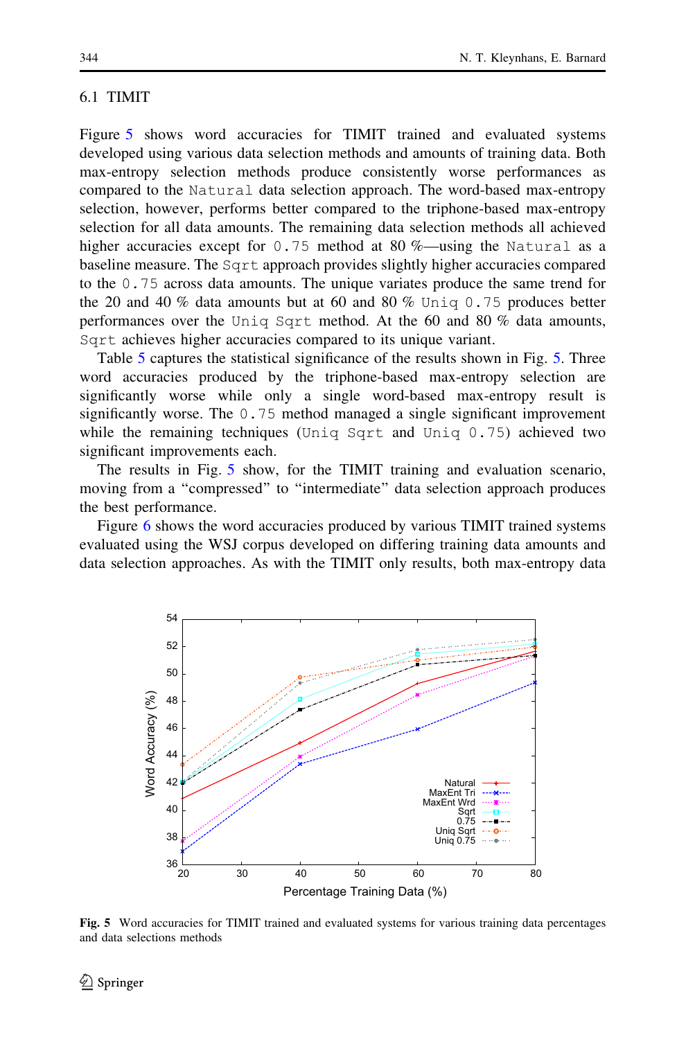### 6.1 TIMIT

Figure 5 shows word accuracies for TIMIT trained and evaluated systems developed using various data selection methods and amounts of training data. Both max-entropy selection methods produce consistently worse performances as compared to the `Natural` data selection approach. The word-based max-entropy selection, however, performs better compared to the triphone-based max-entropy selection for all data amounts. The remaining data selection methods all achieved higher accuracies except for `0.75` method at 80 %—using the `Natural` as a baseline measure. The `Sqrt` approach provides slightly higher accuracies compared to the `0.75` across data amounts. The unique variates produce the same trend for the 20 and 40 % data amounts but at 60 and 80 % `Uniq 0.75` produces better performances over the `Uniq Sqrt` method. At the 60 and 80 % data amounts, `Sqrt` achieves higher accuracies compared to its unique variant.

Table 5 captures the statistical significance of the results shown in Fig. 5. Three word accuracies produced by the triphone-based max-entropy selection are significantly worse while only a single word-based max-entropy result is significantly worse. The `0.75` method managed a single significant improvement while the remaining techniques (`Uniq Sqrt` and `Uniq 0.75`) achieved two significant improvements each.

The results in Fig. 5 show, for the TIMIT training and evaluation scenario, moving from a "compressed" to "intermediate" data selection approach produces the best performance.

Figure 6 shows the word accuracies produced by various TIMIT trained systems evaluated using the WSJ corpus developed on differing training data amounts and data selection approaches. As with the TIMIT only results, both max-entropy data

**Fig. 5** Word accuracies for TIMIT trained and evaluated systems for various training data percentages and data selections methods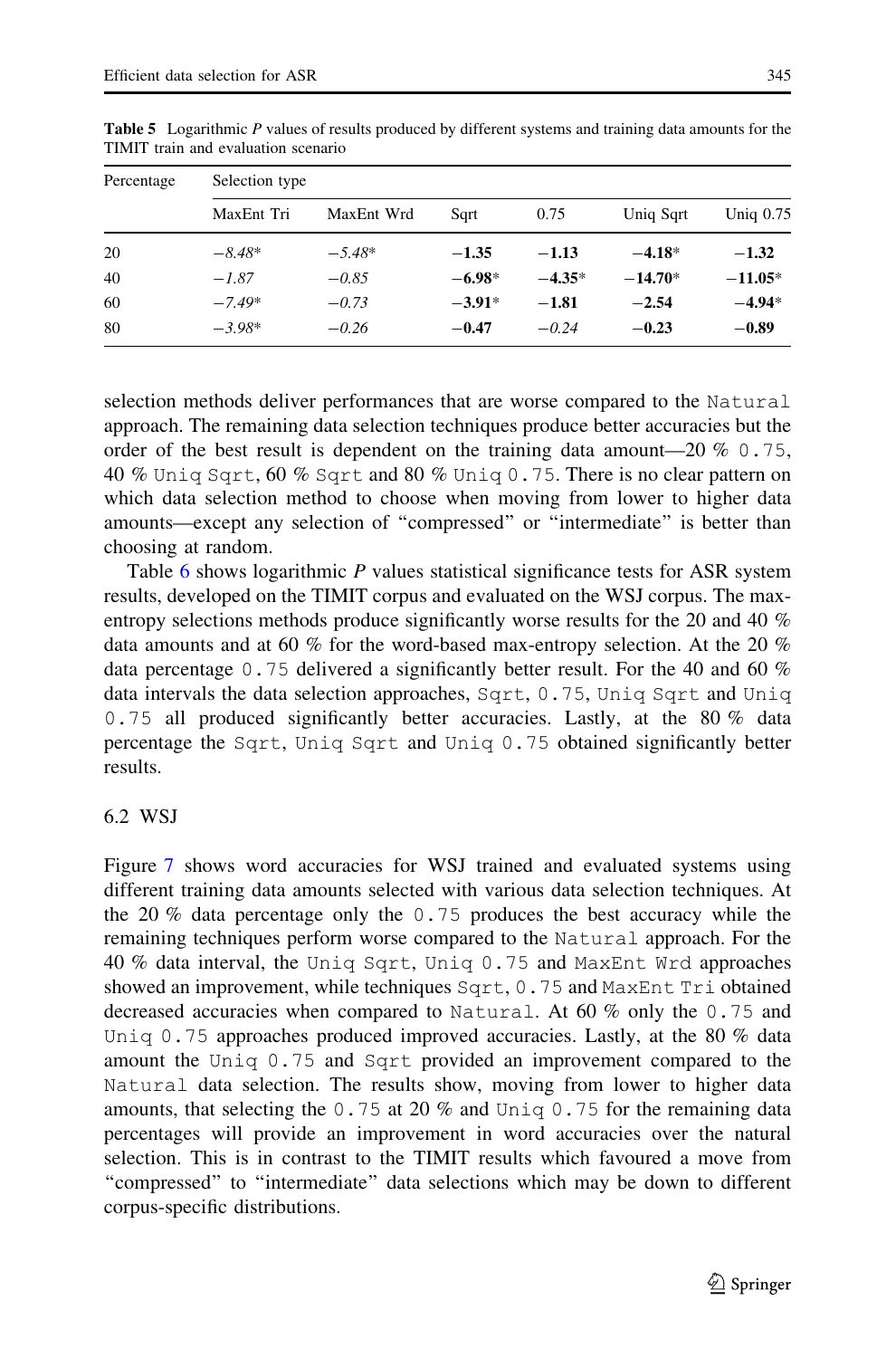**Table 5** Logarithmic *P* values of results produced by different systems and training data amounts for the TIMIT train and evaluation scenario

| Percentage | Selection type | | | | | |
|---|---|---|---|---|---|---|
| | MaxEnt Tri | MaxEnt Wrd | Sqrt | 0.75 | Uniq Sqrt | Uniq 0.75 |
| 20 | *−8.48** | *−5.48** | **−1.35** | **−1.13** | **−4.18*** | **−1.32** |
| 40 | *−1.87* | *−0.85* | **−6.98*** | **−4.35*** | **−14.70*** | **−11.05*** |
| 60 | *−7.49** | *−0.73* | **−3.91*** | **−1.81** | **−2.54** | **−4.94*** |
| 80 | *−3.98** | *−0.26* | **−0.47** | *−0.24* | **−0.23** | **−0.89** |

selection methods deliver performances that are worse compared to the `Natural` approach. The remaining data selection techniques produce better accuracies but the order of the best result is dependent on the training data amount—20 % `0.75`, 40 % `Uniq Sqrt`, 60 % `Sqrt` and 80 % `Uniq 0.75`. There is no clear pattern on which data selection method to choose when moving from lower to higher data amounts—except any selection of "compressed" or "intermediate" is better than choosing at random.

Table 6 shows logarithmic *P* values statistical significance tests for ASR system results, developed on the TIMIT corpus and evaluated on the WSJ corpus. The max-entropy selections methods produce significantly worse results for the 20 and 40 % data amounts and at 60 % for the word-based max-entropy selection. At the 20 % data percentage `0.75` delivered a significantly better result. For the 40 and 60 % data intervals the data selection approaches, `Sqrt`, `0.75`, `Uniq Sqrt` and `Uniq 0.75` all produced significantly better accuracies. Lastly, at the 80 % data percentage the `Sqrt`, `Uniq Sqrt` and `Uniq 0.75` obtained significantly better results.

### 6.2 WSJ

Figure 7 shows word accuracies for WSJ trained and evaluated systems using different training data amounts selected with various data selection techniques. At the 20 % data percentage only the `0.75` produces the best accuracy while the remaining techniques perform worse compared to the `Natural` approach. For the 40 % data interval, the `Uniq Sqrt`, `Uniq 0.75` and `MaxEnt Wrd` approaches showed an improvement, while techniques `Sqrt`, `0.75` and `MaxEnt Tri` obtained decreased accuracies when compared to `Natural`. At 60 % only the `0.75` and `Uniq 0.75` approaches produced improved accuracies. Lastly, at the 80 % data amount the `Uniq 0.75` and `Sqrt` provided an improvement compared to the `Natural` data selection. The results show, moving from lower to higher data amounts, that selecting the `0.75` at 20 % and `Uniq 0.75` for the remaining data percentages will provide an improvement in word accuracies over the natural selection. This is in contrast to the TIMIT results which favoured a move from "compressed" to "intermediate" data selections which may be down to different corpus-specific distributions.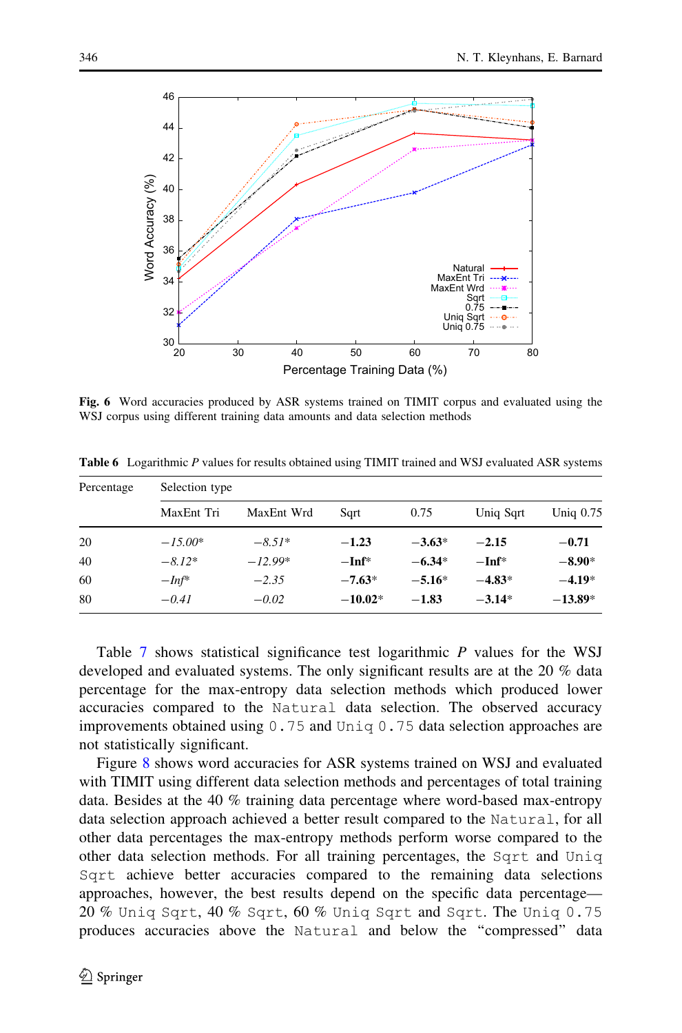Fig. 6 Word accuracies produced by ASR systems trained on TIMIT corpus and evaluated using the WSJ corpus using different training data amounts and data selection methods

Table 6 Logarithmic $P$ values for results obtained using TIMIT trained and WSJ evaluated ASR systems

| Percentage | Selection type | | | | | |
|---|---|---|---|---|---|---|
| | MaxEnt Tri | MaxEnt Wrd | Sqrt | 0.75 | Uniq Sqrt | Uniq 0.75 |
| 20 | *−15.00** | *−8.51** | **−1.23** | **−3.63*** | **−2.15** | **−0.71** |
| 40 | *−8.12** | *−12.99** | **−Inf*** | **−6.34*** | **−Inf*** | **−8.90*** |
| 60 | *−Inf** | *−2.35* | **−7.63*** | **−5.16*** | **−4.83*** | **−4.19*** |
| 80 | *−0.41* | *−0.02* | **−10.02*** | **−1.83** | **−3.14*** | **−13.89*** |

Table 7 shows statistical significance test logarithmic $P$ values for the WSJ developed and evaluated systems. The only significant results are at the 20 % data percentage for the max-entropy data selection methods which produced lower accuracies compared to the `Natural` data selection. The observed accuracy improvements obtained using `0.75` and `Uniq 0.75` data selection approaches are not statistically significant.

Figure 8 shows word accuracies for ASR systems trained on WSJ and evaluated with TIMIT using different data selection methods and percentages of total training data. Besides at the 40 % training data percentage where word-based max-entropy data selection approach achieved a better result compared to the `Natural`, for all other data percentages the max-entropy methods perform worse compared to the other data selection methods. For all training percentages, the `Sqrt` and `Uniq Sqrt` achieve better accuracies compared to the remaining data selections approaches, however, the best results depend on the specific data percentage—20 % `Uniq Sqrt`, 40 % `Sqrt`, 60 % `Uniq Sqrt` and `Sqrt`. The `Uniq 0.75` produces accuracies above the `Natural` and below the "compressed" data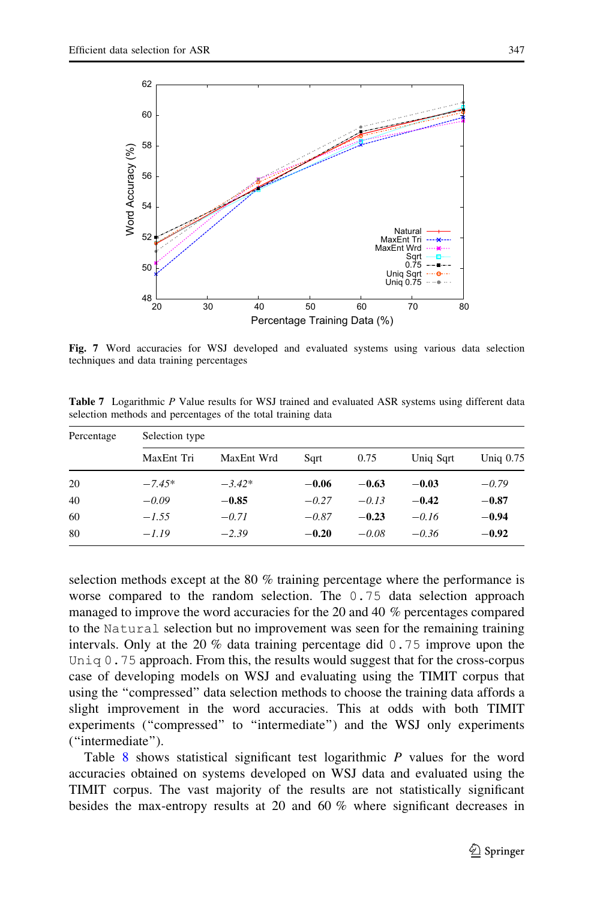**Fig. 7** Word accuracies for WSJ developed and evaluated systems using various data selection techniques and data training percentages

**Table 7** Logarithmic *P* Value results for WSJ trained and evaluated ASR systems using different data selection methods and percentages of the total training data

| Percentage | Selection type | | | | | |
|---|---|---|---|---|---|---|
| | MaxEnt Tri | MaxEnt Wrd | Sqrt | 0.75 | Uniq Sqrt | Uniq 0.75 |
| 20 | *−7.45\** | *−3.42\** | **−0.06** | **−0.63** | **−0.03** | *−0.79* |
| 40 | *−0.09* | **−0.85** | *−0.27* | *−0.13* | **−0.42** | **−0.87** |
| 60 | *−1.55* | *−0.71* | *−0.87* | **−0.23** | *−0.16* | **−0.94** |
| 80 | *−1.19* | *−2.39* | **−0.20** | *−0.08* | *−0.36* | **−0.92** |

selection methods except at the 80 % training percentage where the performance is worse compared to the random selection. The `0.75` data selection approach managed to improve the word accuracies for the 20 and 40 % percentages compared to the `Natural` selection but no improvement was seen for the remaining training intervals. Only at the 20 % data training percentage did `0.75` improve upon the `Uniq 0.75` approach. From this, the results would suggest that for the cross-corpus case of developing models on WSJ and evaluating using the TIMIT corpus that using the "compressed" data selection methods to choose the training data affords a slight improvement in the word accuracies. This at odds with both TIMIT experiments ("compressed" to "intermediate") and the WSJ only experiments ("intermediate").

Table 8 shows statistical significant test logarithmic *P* values for the word accuracies obtained on systems developed on WSJ data and evaluated using the TIMIT corpus. The vast majority of the results are not statistically significant besides the max-entropy results at 20 and 60 % where significant decreases in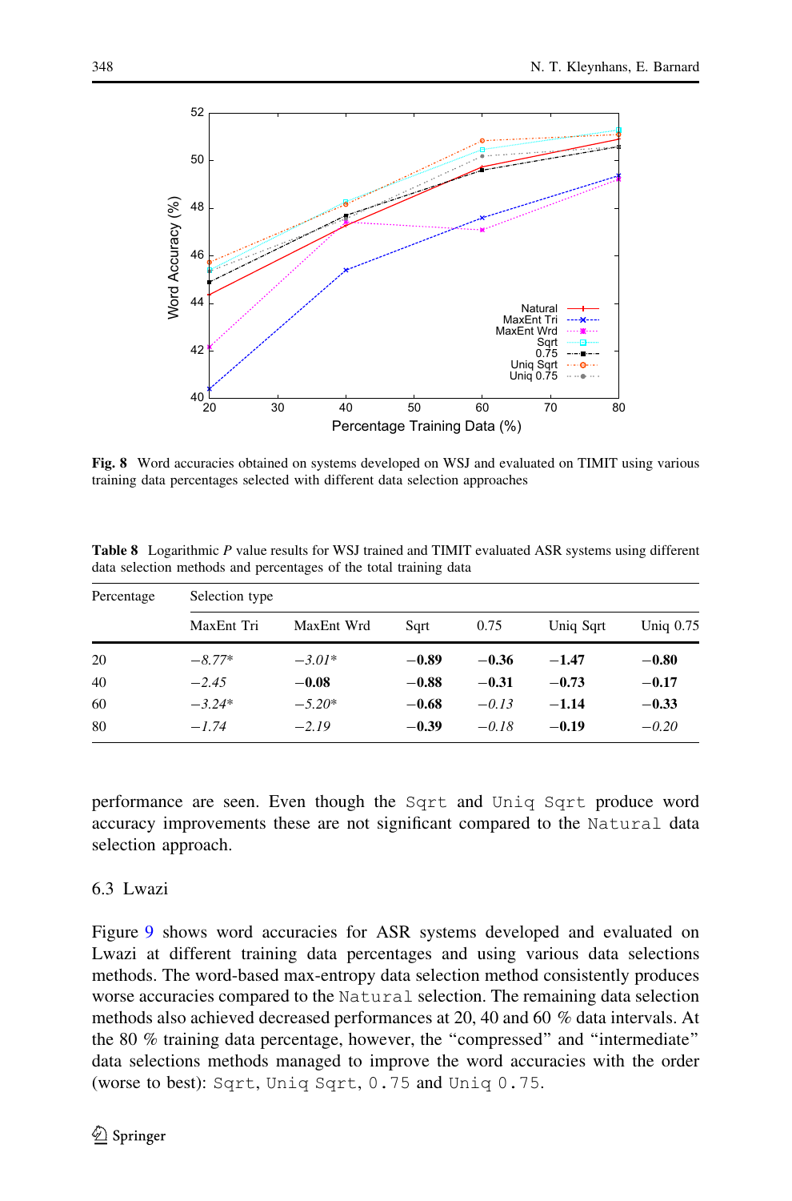**Fig. 8** Word accuracies obtained on systems developed on WSJ and evaluated on TIMIT using various training data percentages selected with different data selection approaches

**Table 8** Logarithmic *P* value results for WSJ trained and TIMIT evaluated ASR systems using different data selection methods and percentages of the total training data

| Percentage | Selection type | | | | | |
|---|---|---|---|---|---|---|
| | MaxEnt Tri | MaxEnt Wrd | Sqrt | 0.75 | Uniq Sqrt | Uniq 0.75 |
| 20 | *−8.77\** | *−3.01\** | **−0.89** | **−0.36** | **−1.47** | **−0.80** |
| 40 | *−2.45* | **−0.08** | **−0.88** | **−0.31** | **−0.73** | **−0.17** |
| 60 | *−3.24\** | *−5.20\** | **−0.68** | *−0.13* | **−1.14** | **−0.33** |
| 80 | *−1.74* | *−2.19* | **−0.39** | *−0.18* | **−0.19** | *−0.20* |

performance are seen. Even though the `Sqrt` and `Uniq Sqrt` produce word accuracy improvements these are not significant compared to the `Natural` data selection approach.

### 6.3 Lwazi

Figure 9 shows word accuracies for ASR systems developed and evaluated on Lwazi at different training data percentages and using various data selections methods. The word-based max-entropy data selection method consistently produces worse accuracies compared to the `Natural` selection. The remaining data selection methods also achieved decreased performances at 20, 40 and 60 % data intervals. At the 80 % training data percentage, however, the "compressed" and "intermediate" data selections methods managed to improve the word accuracies with the order (worse to best): `Sqrt`, `Uniq Sqrt`, `0.75` and `Uniq 0.75`.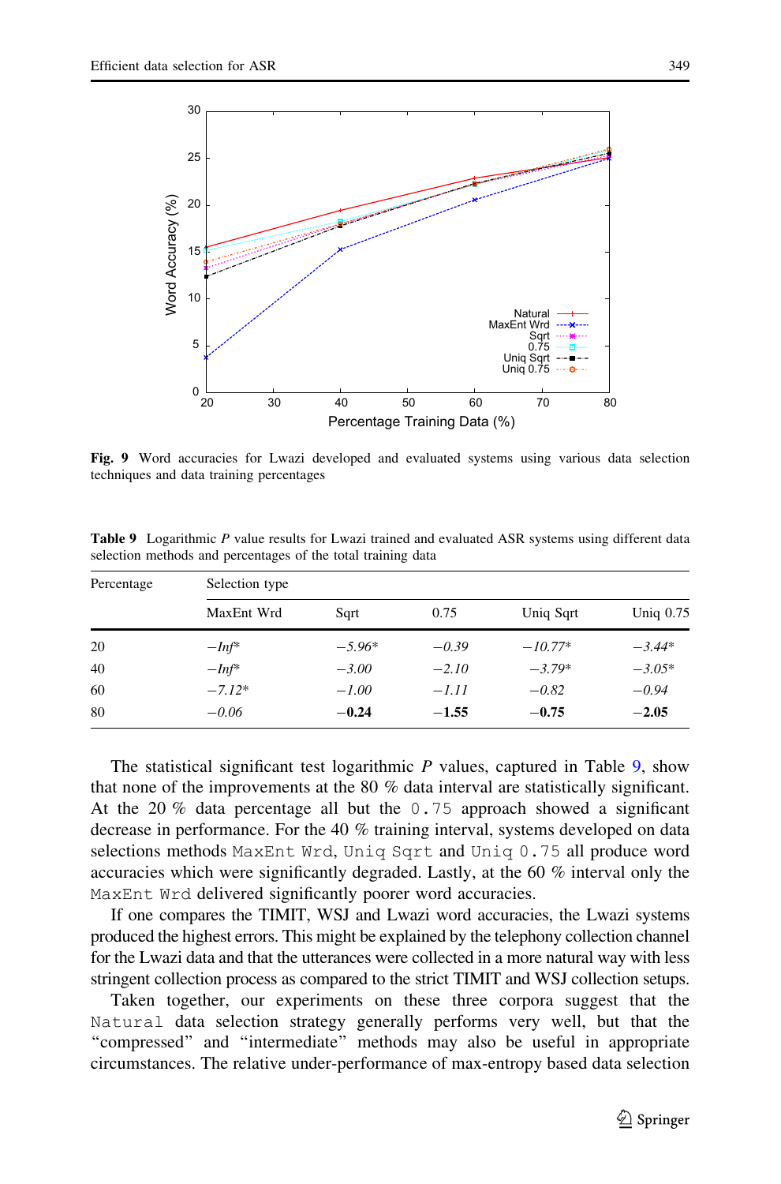**Fig. 9** Word accuracies for Lwazi developed and evaluated systems using various data selection techniques and data training percentages

**Table 9** Logarithmic *P* value results for Lwazi trained and evaluated ASR systems using different data selection methods and percentages of the total training data

| Percentage | Selection type | | | | |
|---|---|---|---|---|---|
| | MaxEnt Wrd | Sqrt | 0.75 | Uniq Sqrt | Uniq 0.75 |
| 20 | *−Inf\** | *−5.96\** | *−0.39* | *−10.77\** | *−3.44\** |
| 40 | *−Inf\** | *−3.00* | *−2.10* | *−3.79\** | *−3.05\** |
| 60 | *−7.12\** | *−1.00* | *−1.11* | *−0.82* | *−0.94* |
| 80 | *−0.06* | **−0.24** | **−1.55** | **−0.75** | **−2.05** |

The statistical significant test logarithmic *P* values, captured in Table 9, show that none of the improvements at the 80 % data interval are statistically significant. At the 20 % data percentage all but the `0.75` approach showed a significant decrease in performance. For the 40 % training interval, systems developed on data selections methods `MaxEnt Wrd`, `Uniq Sqrt` and `Uniq 0.75` all produce word accuracies which were significantly degraded. Lastly, at the 60 % interval only the `MaxEnt Wrd` delivered significantly poorer word accuracies.

If one compares the TIMIT, WSJ and Lwazi word accuracies, the Lwazi systems produced the highest errors. This might be explained by the telephony collection channel for the Lwazi data and that the utterances were collected in a more natural way with less stringent collection process as compared to the strict TIMIT and WSJ collection setups.

Taken together, our experiments on these three corpora suggest that the `Natural` data selection strategy generally performs very well, but that the "compressed" and "intermediate" methods may also be useful in appropriate circumstances. The relative under-performance of max-entropy based data selection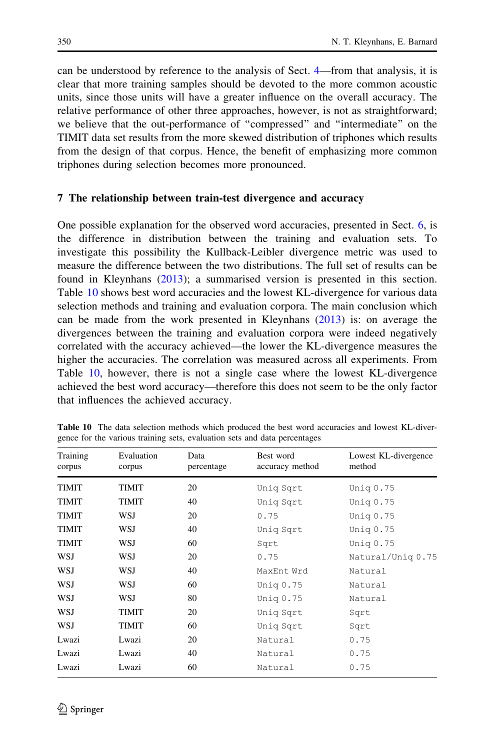can be understood by reference to the analysis of Sect. 4—from that analysis, it is clear that more training samples should be devoted to the more common acoustic units, since those units will have a greater influence on the overall accuracy. The relative performance of other three approaches, however, is not as straightforward; we believe that the out-performance of "compressed" and "intermediate" on the TIMIT data set results from the more skewed distribution of triphones which results from the design of that corpus. Hence, the benefit of emphasizing more common triphones during selection becomes more pronounced.

## 7 The relationship between train-test divergence and accuracy

One possible explanation for the observed word accuracies, presented in Sect. 6, is the difference in distribution between the training and evaluation sets. To investigate this possibility the Kullback-Leibler divergence metric was used to measure the difference between the two distributions. The full set of results can be found in Kleynhans (2013); a summarised version is presented in this section. Table 10 shows best word accuracies and the lowest KL-divergence for various data selection methods and training and evaluation corpora. The main conclusion which can be made from the work presented in Kleynhans (2013) is: on average the divergences between the training and evaluation corpora were indeed negatively correlated with the accuracy achieved—the lower the KL-divergence measures the higher the accuracies. The correlation was measured across all experiments. From Table 10, however, there is not a single case where the lowest KL-divergence achieved the best word accuracy—therefore this does not seem to be the only factor that influences the achieved accuracy.

**Table 10** The data selection methods which produced the best word accuracies and lowest KL-divergence for the various training sets, evaluation sets and data percentages

| Training corpus | Evaluation corpus | Data percentage | Best word accuracy method | Lowest KL-divergence method |
|---|---|---|---|---|
| TIMIT | TIMIT | 20 | `Uniq Sqrt` | `Uniq 0.75` |
| TIMIT | TIMIT | 40 | `Uniq Sqrt` | `Uniq 0.75` |
| TIMIT | WSJ | 20 | `0.75` | `Uniq 0.75` |
| TIMIT | WSJ | 40 | `Uniq Sqrt` | `Uniq 0.75` |
| TIMIT | WSJ | 60 | `Sqrt` | `Uniq 0.75` |
| WSJ | WSJ | 20 | `0.75` | `Natural/Uniq 0.75` |
| WSJ | WSJ | 40 | `MaxEnt Wrd` | `Natural` |
| WSJ | WSJ | 60 | `Uniq 0.75` | `Natural` |
| WSJ | WSJ | 80 | `Uniq 0.75` | `Natural` |
| WSJ | TIMIT | 20 | `Uniq Sqrt` | `Sqrt` |
| WSJ | TIMIT | 60 | `Uniq Sqrt` | `Sqrt` |
| Lwazi | Lwazi | 20 | `Natural` | `0.75` |
| Lwazi | Lwazi | 40 | `Natural` | `0.75` |
| Lwazi | Lwazi | 60 | `Natural` | `0.75` |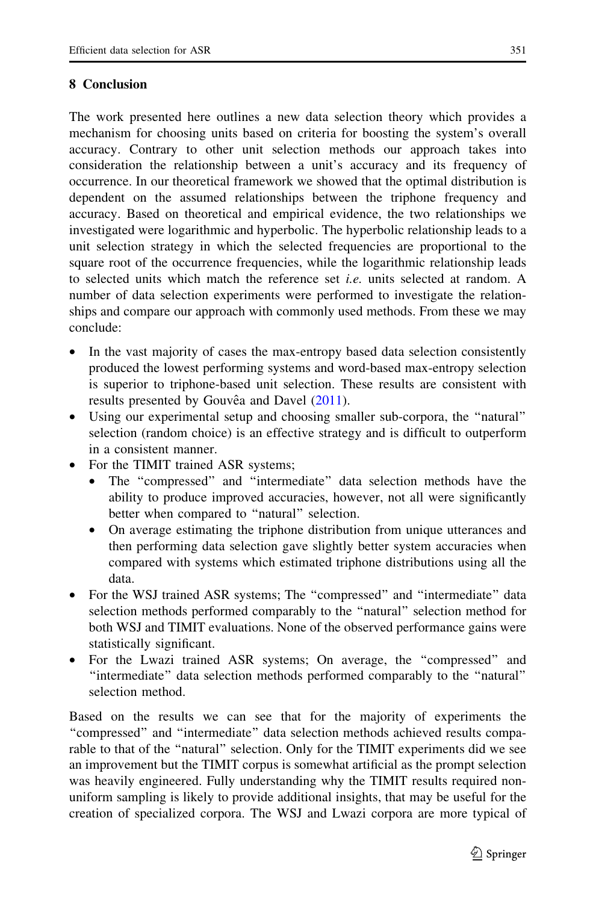## 8 Conclusion

The work presented here outlines a new data selection theory which provides a mechanism for choosing units based on criteria for boosting the system's overall accuracy. Contrary to other unit selection methods our approach takes into consideration the relationship between a unit's accuracy and its frequency of occurrence. In our theoretical framework we showed that the optimal distribution is dependent on the assumed relationships between the triphone frequency and accuracy. Based on theoretical and empirical evidence, the two relationships we investigated were logarithmic and hyperbolic. The hyperbolic relationship leads to a unit selection strategy in which the selected frequencies are proportional to the square root of the occurrence frequencies, while the logarithmic relationship leads to selected units which match the reference set *i.e.* units selected at random. A number of data selection experiments were performed to investigate the relationships and compare our approach with commonly used methods. From these we may conclude:

- In the vast majority of cases the max-entropy based data selection consistently produced the lowest performing systems and word-based max-entropy selection is superior to triphone-based unit selection. These results are consistent with results presented by Gouvêa and Davel (2011).
- Using our experimental setup and choosing smaller sub-corpora, the "natural" selection (random choice) is an effective strategy and is difficult to outperform in a consistent manner.
- For the TIMIT trained ASR systems;
  - The "compressed" and "intermediate" data selection methods have the ability to produce improved accuracies, however, not all were significantly better when compared to "natural" selection.
  - On average estimating the triphone distribution from unique utterances and then performing data selection gave slightly better system accuracies when compared with systems which estimated triphone distributions using all the data.
- For the WSJ trained ASR systems; The "compressed" and "intermediate" data selection methods performed comparably to the "natural" selection method for both WSJ and TIMIT evaluations. None of the observed performance gains were statistically significant.
- For the Lwazi trained ASR systems; On average, the "compressed" and "intermediate" data selection methods performed comparably to the "natural" selection method.

Based on the results we can see that for the majority of experiments the "compressed" and "intermediate" data selection methods achieved results comparable to that of the "natural" selection. Only for the TIMIT experiments did we see an improvement but the TIMIT corpus is somewhat artificial as the prompt selection was heavily engineered. Fully understanding why the TIMIT results required non-uniform sampling is likely to provide additional insights, that may be useful for the creation of specialized corpora. The WSJ and Lwazi corpora are more typical of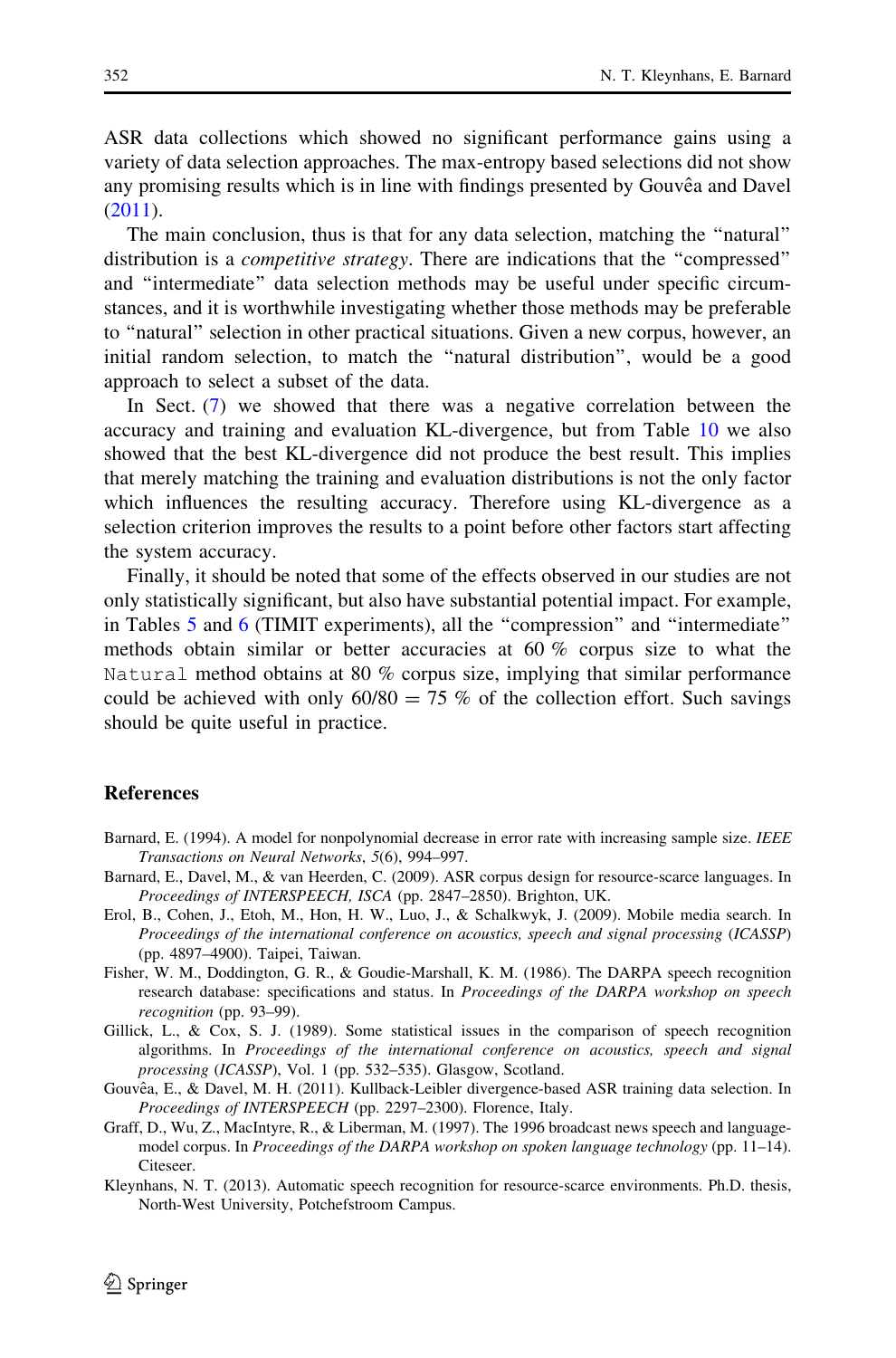ASR data collections which showed no significant performance gains using a variety of data selection approaches. The max-entropy based selections did not show any promising results which is in line with findings presented by Gouvêa and Davel (2011).

The main conclusion, thus is that for any data selection, matching the "natural" distribution is a *competitive strategy*. There are indications that the "compressed" and "intermediate" data selection methods may be useful under specific circumstances, and it is worthwhile investigating whether those methods may be preferable to "natural" selection in other practical situations. Given a new corpus, however, an initial random selection, to match the "natural distribution", would be a good approach to select a subset of the data.

In Sect. (7) we showed that there was a negative correlation between the accuracy and training and evaluation KL-divergence, but from Table 10 we also showed that the best KL-divergence did not produce the best result. This implies that merely matching the training and evaluation distributions is not the only factor which influences the resulting accuracy. Therefore using KL-divergence as a selection criterion improves the results to a point before other factors start affecting the system accuracy.

Finally, it should be noted that some of the effects observed in our studies are not only statistically significant, but also have substantial potential impact. For example, in Tables 5 and 6 (TIMIT experiments), all the "compression" and "intermediate" methods obtain similar or better accuracies at 60 % corpus size to what the `Natural` method obtains at 80 % corpus size, implying that similar performance could be achieved with only 60/80 = 75 % of the collection effort. Such savings should be quite useful in practice.

## References

Barnard, E. (1994). A model for nonpolynomial decrease in error rate with increasing sample size. *IEEE Transactions on Neural Networks*, *5*(6), 994–997.

Barnard, E., Davel, M., & van Heerden, C. (2009). ASR corpus design for resource-scarce languages. In *Proceedings of INTERSPEECH, ISCA* (pp. 2847–2850). Brighton, UK.

Erol, B., Cohen, J., Etoh, M., Hon, H. W., Luo, J., & Schalkwyk, J. (2009). Mobile media search. In *Proceedings of the international conference on acoustics, speech and signal processing* (*ICASSP*) (pp. 4897–4900). Taipei, Taiwan.

Fisher, W. M., Doddington, G. R., & Goudie-Marshall, K. M. (1986). The DARPA speech recognition research database: specifications and status. In *Proceedings of the DARPA workshop on speech recognition* (pp. 93–99).

Gillick, L., & Cox, S. J. (1989). Some statistical issues in the comparison of speech recognition algorithms. In *Proceedings of the international conference on acoustics, speech and signal processing* (*ICASSP*), Vol. 1 (pp. 532–535). Glasgow, Scotland.

Gouvêa, E., & Davel, M. H. (2011). Kullback-Leibler divergence-based ASR training data selection. In *Proceedings of INTERSPEECH* (pp. 2297–2300). Florence, Italy.

Graff, D., Wu, Z., MacIntyre, R., & Liberman, M. (1997). The 1996 broadcast news speech and language-model corpus. In *Proceedings of the DARPA workshop on spoken language technology* (pp. 11–14). Citeseer.

Kleynhans, N. T. (2013). Automatic speech recognition for resource-scarce environments. Ph.D. thesis, North-West University, Potchefstroom Campus.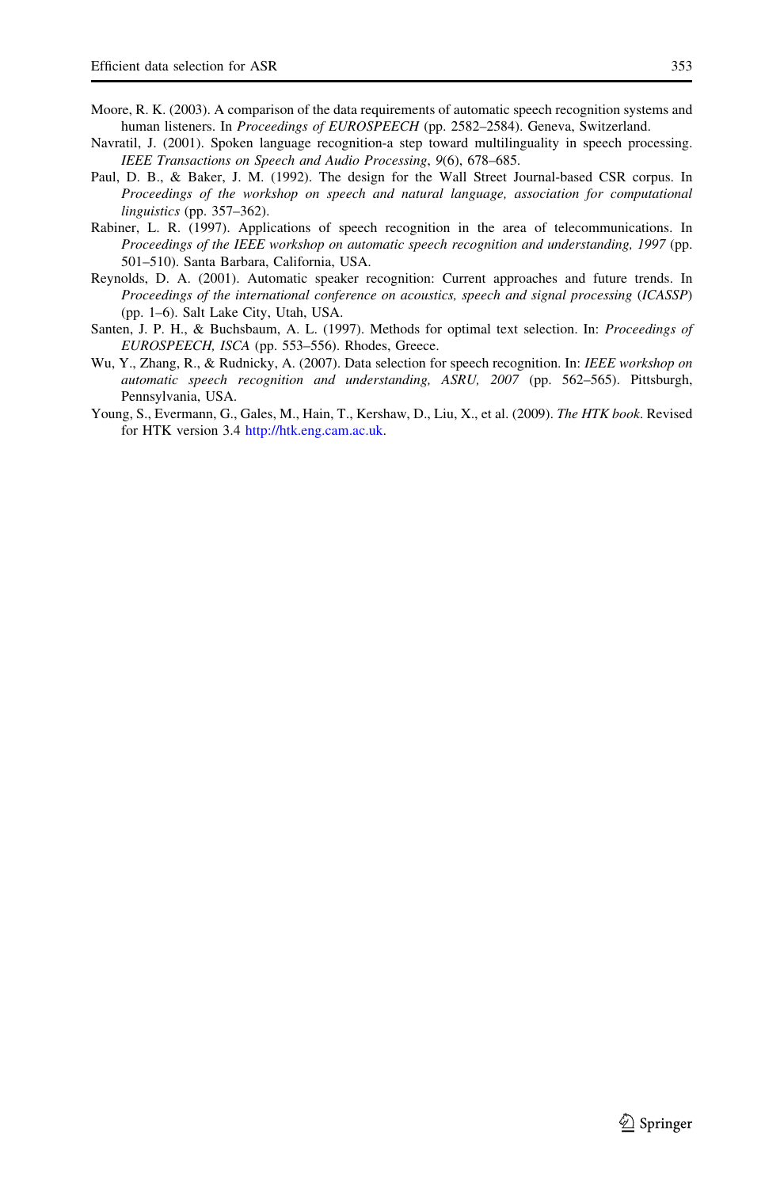Moore, R. K. (2003). A comparison of the data requirements of automatic speech recognition systems and human listeners. In *Proceedings of EUROSPEECH* (pp. 2582–2584). Geneva, Switzerland.

Navratil, J. (2001). Spoken language recognition-a step toward multilinguality in speech processing. *IEEE Transactions on Speech and Audio Processing*, *9*(6), 678–685.

Paul, D. B., & Baker, J. M. (1992). The design for the Wall Street Journal-based CSR corpus. In *Proceedings of the workshop on speech and natural language, association for computational linguistics* (pp. 357–362).

Rabiner, L. R. (1997). Applications of speech recognition in the area of telecommunications. In *Proceedings of the IEEE workshop on automatic speech recognition and understanding, 1997* (pp. 501–510). Santa Barbara, California, USA.

Reynolds, D. A. (2001). Automatic speaker recognition: Current approaches and future trends. In *Proceedings of the international conference on acoustics, speech and signal processing* (*ICASSP*) (pp. 1–6). Salt Lake City, Utah, USA.

Santen, J. P. H., & Buchsbaum, A. L. (1997). Methods for optimal text selection. In: *Proceedings of EUROSPEECH, ISCA* (pp. 553–556). Rhodes, Greece.

Wu, Y., Zhang, R., & Rudnicky, A. (2007). Data selection for speech recognition. In: *IEEE workshop on automatic speech recognition and understanding, ASRU, 2007* (pp. 562–565). Pittsburgh, Pennsylvania, USA.

Young, S., Evermann, G., Gales, M., Hain, T., Kershaw, D., Liu, X., et al. (2009). *The HTK book*. Revised for HTK version 3.4 http://htk.eng.cam.ac.uk.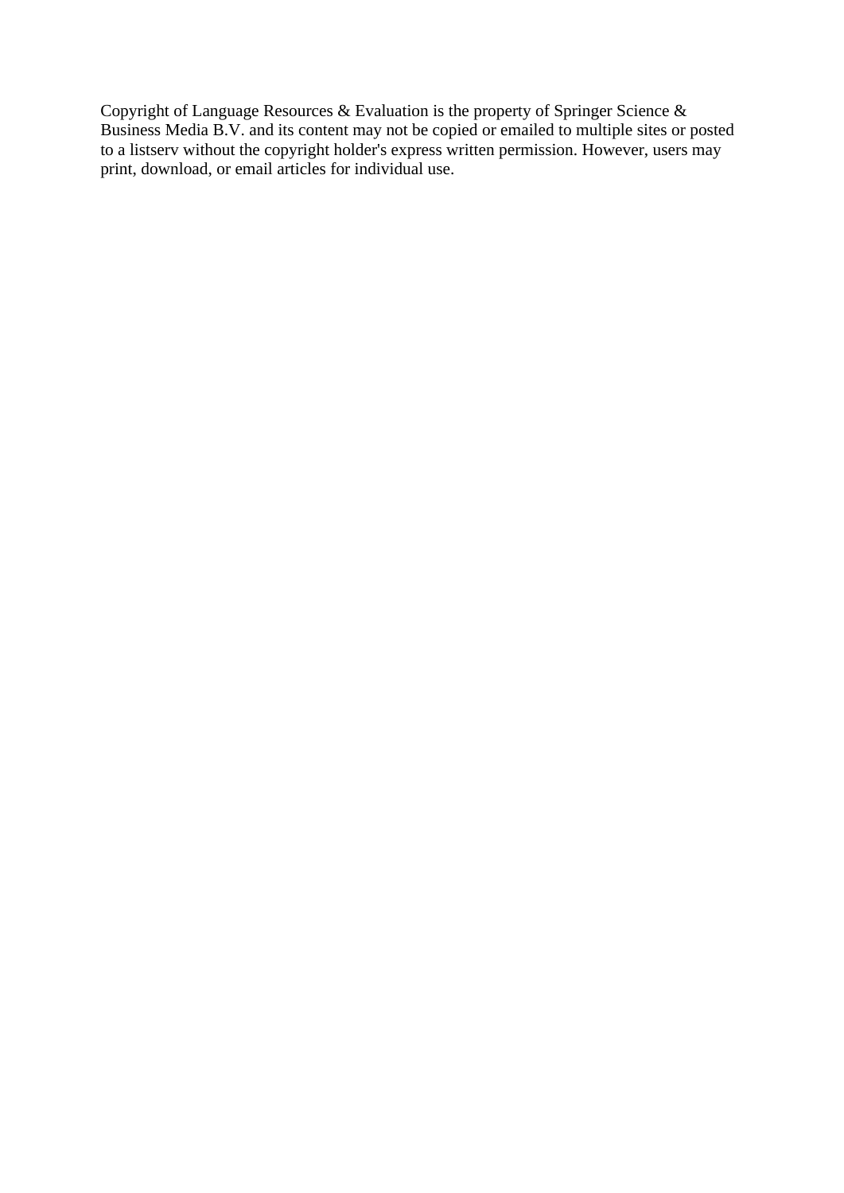Copyright of Language Resources & Evaluation is the property of Springer Science & Business Media B.V. and its content may not be copied or emailed to multiple sites or posted to a listserv without the copyright holder's express written permission. However, users may print, download, or email articles for individual use.